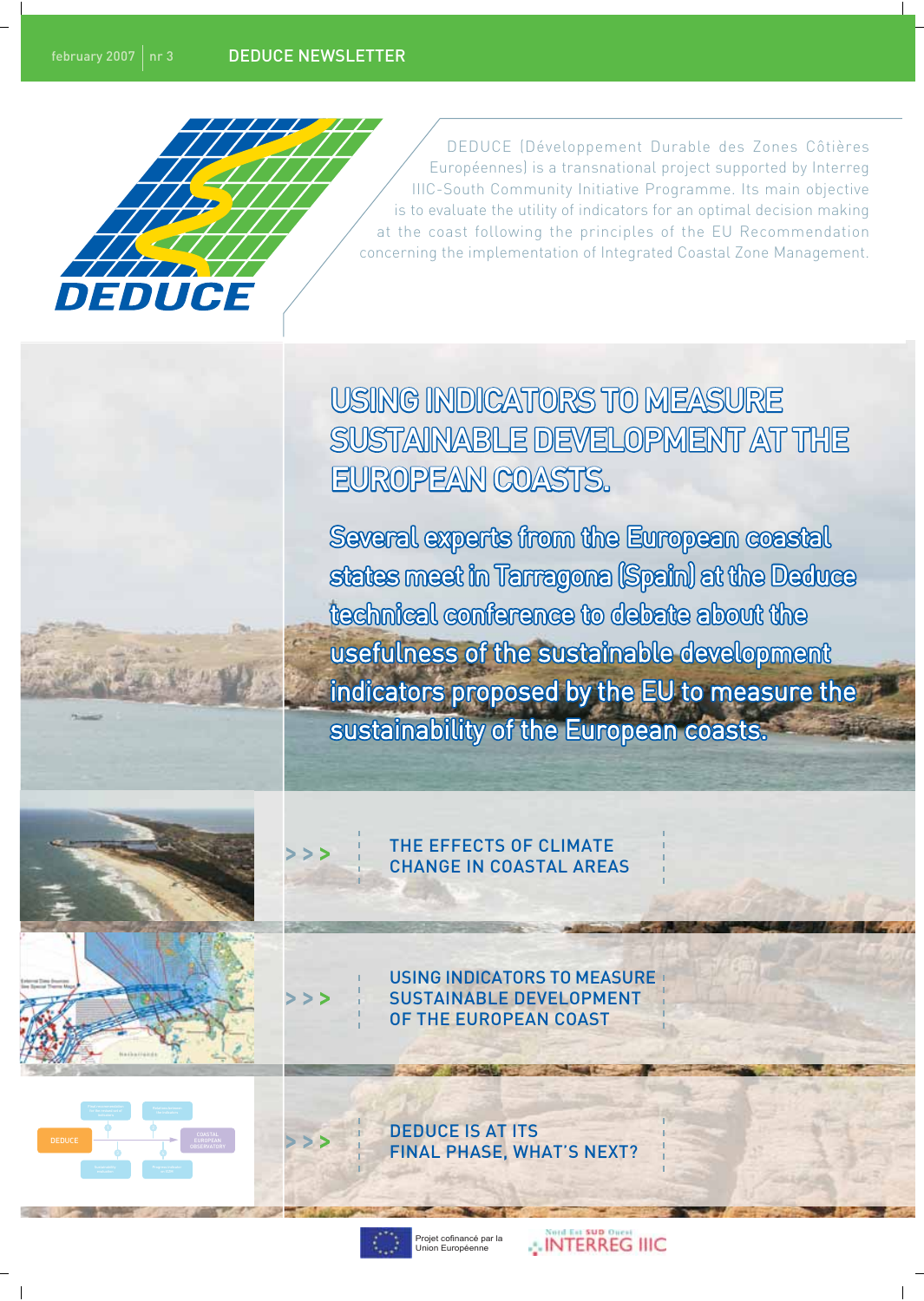february 2007 | nr 3 DEDUCE NEWSLETTER

DEDUCE

DEDUCE (Développement Durable des Zones Côtières Européennes) is a transnational project supported by Interreg IIIC-South Community Initiative Programme. Its main objective is to evaluate the utility of indicators for an optimal decision making at the coast following the principles of the EU Recommendation concerning the implementation of Integrated Coastal Zone Management.

# USING INDICATORS TO MEASURE SUSTAINABLE DEVELOPMENT AT THE EUROPEAN COASTS.

Several experts from the European coastal states meet in Tarragona (Spain) at the Deduce technical conference to debate about the usefulness of the sustainable development indicators proposed by the EU to measure the sustainability of the European coasts.

>>> THE EFFECTS OF CLIMATE CHANGE IN COASTAL AREAS

>>> USING INDICATORS TO MEASURE SUSTAINABLE DEVELOPMENT OF THE EUROPEAN COAST

>>> DEDUCE IS AT ITS FINAL PHASE, WHAT'S NEXT?

Projet cofinancé par la Union Européenne

Nord Est SUD Ouest INTERREG IIIC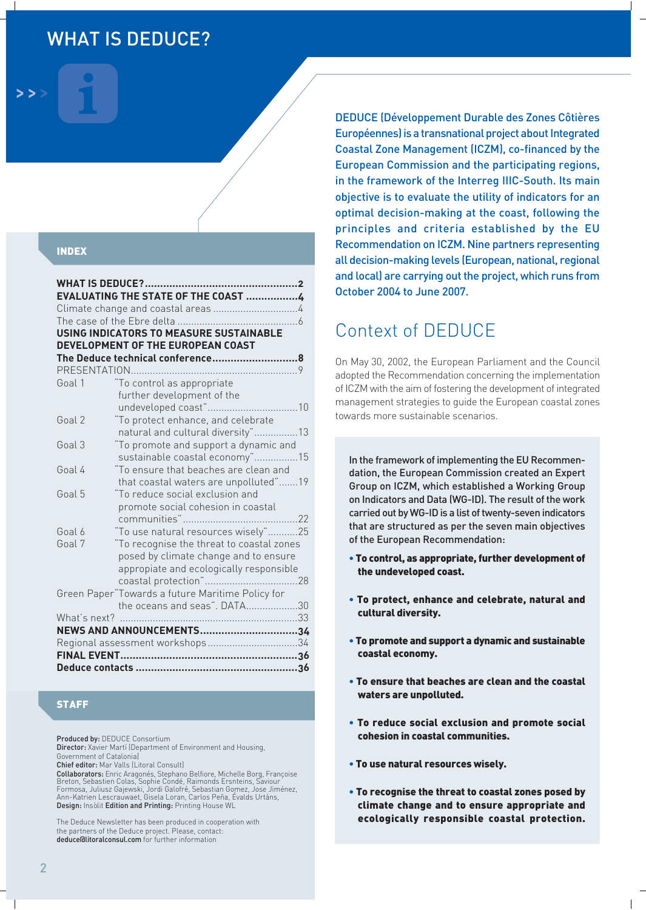# WHAT IS DEDUCE?

DEDUCE (Développement Durable des Zones Côtières Européennes) is a transnational project about Integrated Coastal Zone Management (ICZM), co-financed by the European Commission and the participating regions, in the framework of the Interreg IIIC-South. Its main objective is to evaluate the utility of indicators for an optimal decision-making at the coast, following the principles and criteria established by the EU Recommendation on ICZM. Nine partners representing all decision-making levels (European, national, regional and local) are carrying out the project, which runs from October 2004 to June 2007.

## Context of DEDUCE

On May 30, 2002, the European Parliament and the Council adopted the Recommendation concerning the implementation of ICZM with the aim of fostering the development of integrated management strategies to guide the European coastal zones towards more sustainable scenarios.

In the framework of implementing the EU Recommendation, the European Commission created an Expert Group on ICZM, which established a Working Group on Indicators and Data (WG-ID). The result of the work carried out by WG-ID is a list of twenty-seven indicators that are structured as per the seven main objectives of the European Recommendation:

- **To control, as appropriate, further development of the undeveloped coast.**
- **To protect, enhance and celebrate, natural and cultural diversity.**
- **To promote and support a dynamic and sustainable coastal economy.**
- **To ensure that beaches are clean and the coastal waters are unpolluted.**
- **To reduce social exclusion and promote social cohesion in coastal communities.**
- **To use natural resources wisely.**
- **To recognise the threat to coastal zones posed by climate change and to ensure appropriate and ecologically responsible coastal protection.**

## INDEX

**WHAT IS DEDUCE?** .......... **2**
**EVALUATING THE STATE OF THE COAST** .......... **4**
Climate change and coastal areas .......... 4
The case of the Ebre delta .......... 6
**USING INDICATORS TO MEASURE SUSTAINABLE DEVELOPMENT OF THE EUROPEAN COAST**
**The Deduce technical conference** .......... **8**
PRESENTATION .......... 9
Goal 1 "To control as appropriate further development of the undeveloped coast" .......... 10
Goal 2 "To protect enhance, and celebrate natural and cultural diversity" .......... 13
Goal 3 "To promote and support a dynamic and sustainable coastal economy" .......... 15
Goal 4 "To ensure that beaches are clean and that coastal waters are unpolluted" .......... 19
Goal 5 "To reduce social exclusion and promote social cohesion in coastal communities" .......... 22
Goal 6 "To use natural resources wisely" .......... 25
Goal 7 "To recognise the threat to coastal zones posed by climate change and to ensure appropiate and ecologically responsible coastal protection" .......... 28
Green Paper "Towards a future Maritime Policy for the oceans and seas". DATA .......... 30
What's next? .......... 33
**NEWS AND ANNOUNCEMENTS** .......... **34**
Regional assessment workshops .......... 34
**FINAL EVENT** .......... **36**
**Deduce contacts** .......... **36**

## STAFF

**Produced by:** DEDUCE Consortium
**Director:** Xavier Martí (Department of Environment and Housing, Government of Catalonia)
**Chief editor:** Mar Valls (Litoral Consult)
**Collaborators:** Enric Aragonés, Stephano Belfiore, Michelle Borg, Françoise Breton, Sebastien Colas, Sophie Condé, Raimonds Ersnteins, Saviour Formosa, Juliusz Gajewski, Jordi Galofré, Sebastian Gomez, Jose Jiménez, Ann-Katrien Lescrauwaet, Gisela Loran, Carlos Peña, Evalds Urtáns,
**Design:** Insòlit **Edition and Printing:** Printing House WL

The Deduce Newsletter has been produced in cooperation with the partners of the Deduce project. Please, contact: **deduce@litoralconsul.com** for further information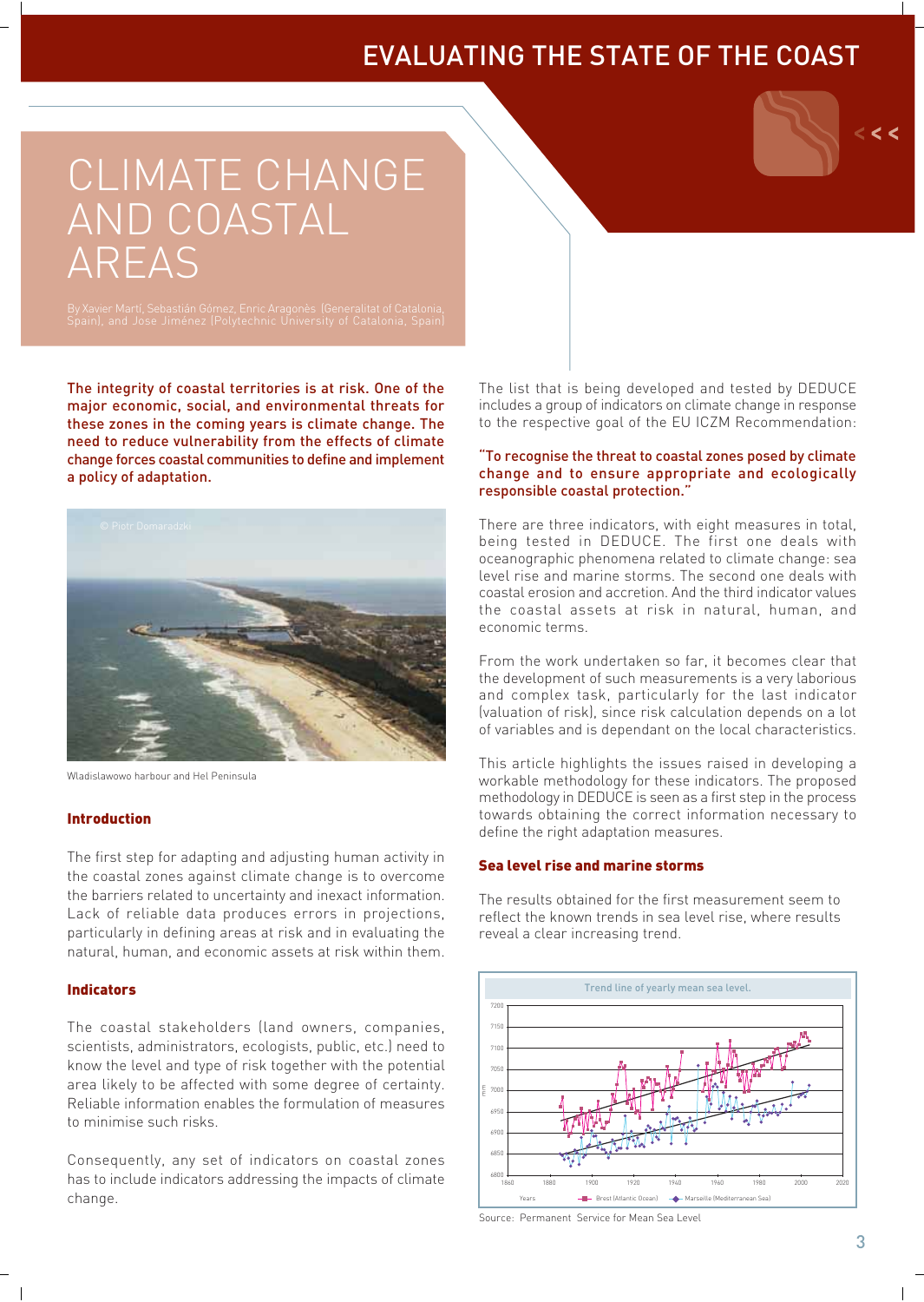# CLIMATE CHANGE AND COASTAL AREAS

By Xavier Martí, Sebastián Gómez, Enric Aragonès (Generalitat of Catalonia, Spain), and Jose Jiménez (Polytechnic University of Catalonia, Spain)

**The integrity of coastal territories is at risk. One of the major economic, social, and environmental threats for these zones in the coming years is climate change. The need to reduce vulnerability from the effects of climate change forces coastal communities to define and implement a policy of adaptation.**

© Piotr Domaradzki

Wladislawowo harbour and Hel Peninsula

## Introduction

The first step for adapting and adjusting human activity in the coastal zones against climate change is to overcome the barriers related to uncertainty and inexact information. Lack of reliable data produces errors in projections, particularly in defining areas at risk and in evaluating the natural, human, and economic assets at risk within them.

## Indicators

The coastal stakeholders (land owners, companies, scientists, administrators, ecologists, public, etc.) need to know the level and type of risk together with the potential area likely to be affected with some degree of certainty. Reliable information enables the formulation of measures to minimise such risks.

Consequently, any set of indicators on coastal zones has to include indicators addressing the impacts of climate change.

The list that is being developed and tested by DEDUCE includes a group of indicators on climate change in response to the respective goal of the EU ICZM Recommendation:

**"To recognise the threat to coastal zones posed by climate change and to ensure appropriate and ecologically responsible coastal protection."**

There are three indicators, with eight measures in total, being tested in DEDUCE. The first one deals with oceanographic phenomena related to climate change: sea level rise and marine storms. The second one deals with coastal erosion and accretion. And the third indicator values the coastal assets at risk in natural, human, and economic terms.

From the work undertaken so far, it becomes clear that the development of such measurements is a very laborious and complex task, particularly for the last indicator (valuation of risk), since risk calculation depends on a lot of variables and is dependant on the local characteristics.

This article highlights the issues raised in developing a workable methodology for these indicators. The proposed methodology in DEDUCE is seen as a first step in the process towards obtaining the correct information necessary to define the right adaptation measures.

## Sea level rise and marine storms

The results obtained for the first measurement seem to reflect the known trends in sea level rise, where results reveal a clear increasing trend.

Trend line of yearly mean sea level.

Source: Permanent Service for Mean Sea Level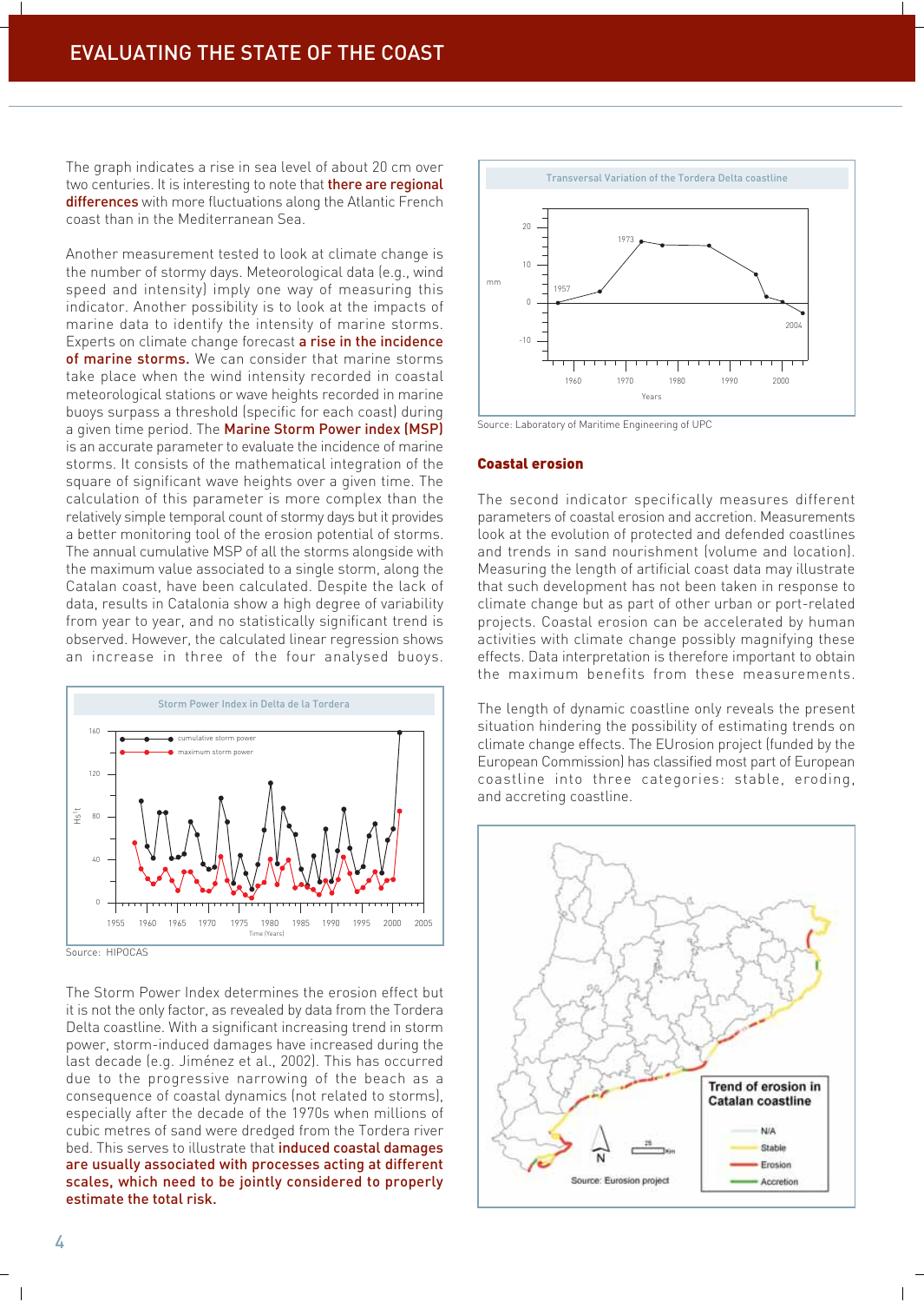The graph indicates a rise in sea level of about 20 cm over two centuries. It is interesting to note that there are regional differences with more fluctuations along the Atlantic French coast than in the Mediterranean Sea.

Another measurement tested to look at climate change is the number of stormy days. Meteorological data (e.g., wind speed and intensity) imply one way of measuring this indicator. Another possibility is to look at the impacts of marine data to identify the intensity of marine storms. Experts on climate change forecast a rise in the incidence of marine storms. We can consider that marine storms take place when the wind intensity recorded in coastal meteorological stations or wave heights recorded in marine buoys surpass a threshold (specific for each coast) during a given time period. The Marine Storm Power index (MSP) is an accurate parameter to evaluate the incidence of marine storms. It consists of the mathematical integration of the square of significant wave heights over a given time. The calculation of this parameter is more complex than the relatively simple temporal count of stormy days but it provides a better monitoring tool of the erosion potential of storms. The annual cumulative MSP of all the storms alongside with the maximum value associated to a single storm, along the Catalan coast, have been calculated. Despite the lack of data, results in Catalonia show a high degree of variability from year to year, and no statistically significant trend is observed. However, the calculated linear regression shows an increase in three of the four analysed buoys.

Storm Power Index in Delta de la Tordera

Source: HIPOCAS

The Storm Power Index determines the erosion effect but it is not the only factor, as revealed by data from the Tordera Delta coastline. With a significant increasing trend in storm power, storm-induced damages have increased during the last decade (e.g. Jiménez et al., 2002). This has occurred due to the progressive narrowing of the beach as a consequence of coastal dynamics (not related to storms), especially after the decade of the 1970s when millions of cubic metres of sand were dredged from the Tordera river bed. This serves to illustrate that induced coastal damages are usually associated with processes acting at different scales, which need to be jointly considered to properly estimate the total risk.

Transversal Variation of the Tordera Delta coastline

Source: Laboratory of Maritime Engineering of UPC

## Coastal erosion

The second indicator specifically measures different parameters of coastal erosion and accretion. Measurements look at the evolution of protected and defended coastlines and trends in sand nourishment (volume and location). Measuring the length of artificial coast data may illustrate that such development has not been taken in response to climate change but as part of other urban or port-related projects. Coastal erosion can be accelerated by human activities with climate change possibly magnifying these effects. Data interpretation is therefore important to obtain the maximum benefits from these measurements.

The length of dynamic coastline only reveals the present situation hindering the possibility of estimating trends on climate change effects. The EUrosion project (funded by the European Commission) has classified most part of European coastline into three categories: stable, eroding, and accreting coastline.

Trend of erosion in Catalan coastline

Source: Eurosion project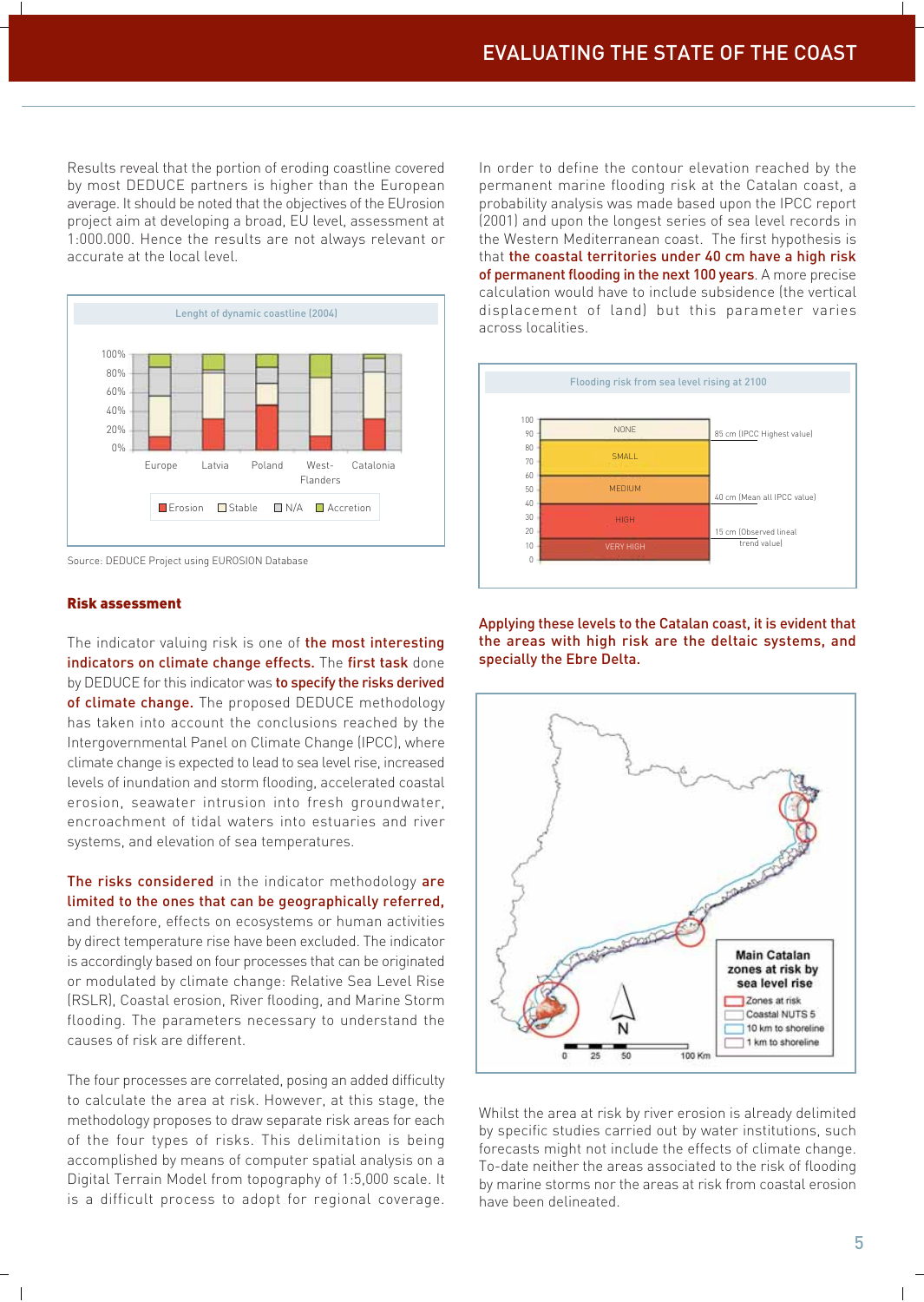Results reveal that the portion of eroding coastline covered by most DEDUCE partners is higher than the European average. It should be noted that the objectives of the EUrosion project aim at developing a broad, EU level, assessment at 1:000.000. Hence the results are not always relevant or accurate at the local level.

Lenght of dynamic coastline (2004)

Erosion | Stable | N/A | Accretion

Source: DEDUCE Project using EUROSION Database

**Risk assessment**

The indicator valuing risk is one of **the most interesting indicators on climate change effects.** The **first task** done by DEDUCE for this indicator was **to specify the risks derived of climate change.** The proposed DEDUCE methodology has taken into account the conclusions reached by the Intergovernmental Panel on Climate Change (IPCC), where climate change is expected to lead to sea level rise, increased levels of inundation and storm flooding, accelerated coastal erosion, seawater intrusion into fresh groundwater, encroachment of tidal waters into estuaries and river systems, and elevation of sea temperatures.

**The risks considered** in the indicator methodology **are limited to the ones that can be geographically referred,** and therefore, effects on ecosystems or human activities by direct temperature rise have been excluded. The indicator is accordingly based on four processes that can be originated or modulated by climate change: Relative Sea Level Rise (RSLR), Coastal erosion, River flooding, and Marine Storm flooding. The parameters necessary to understand the causes of risk are different.

The four processes are correlated, posing an added difficulty to calculate the area at risk. However, at this stage, the methodology proposes to draw separate risk areas for each of the four types of risks. This delimitation is being accomplished by means of computer spatial analysis on a Digital Terrain Model from topography of 1:5,000 scale. It is a difficult process to adopt for regional coverage.

In order to define the contour elevation reached by the permanent marine flooding risk at the Catalan coast, a probability analysis was made based upon the IPCC report (2001) and upon the longest series of sea level records in the Western Mediterranean coast. The first hypothesis is that **the coastal territories under 40 cm have a high risk of permanent flooding in the next 100 years**. A more precise calculation would have to include subsidence (the vertical displacement of land) but this parameter varies across localities.

Flooding risk from sea level rising at 2100

| Elevation (cm) | Risk | Reference |
|---|---|---|
| 85–100 | NONE | 85 cm (IPCC Highest value) |
| 60–85 | SMALL | |
| 40–60 | MEDIUM | 40 cm (Mean all IPCC value) |
| 15–40 | HIGH | 15 cm (Observed lineal trend value) |
| 0–15 | VERY HIGH | |

**Applying these levels to the Catalan coast, it is evident that the areas with high risk are the deltaic systems, and specially the Ebre Delta.**

Main Catalan zones at risk by sea level rise

Zones at risk | Coastal NUTS 5 | 10 km to shoreline | 1 km to shoreline

Whilst the area at risk by river erosion is already delimited by specific studies carried out by water institutions, such forecasts might not include the effects of climate change. To-date neither the areas associated to the risk of flooding by marine storms nor the areas at risk from coastal erosion have been delineated.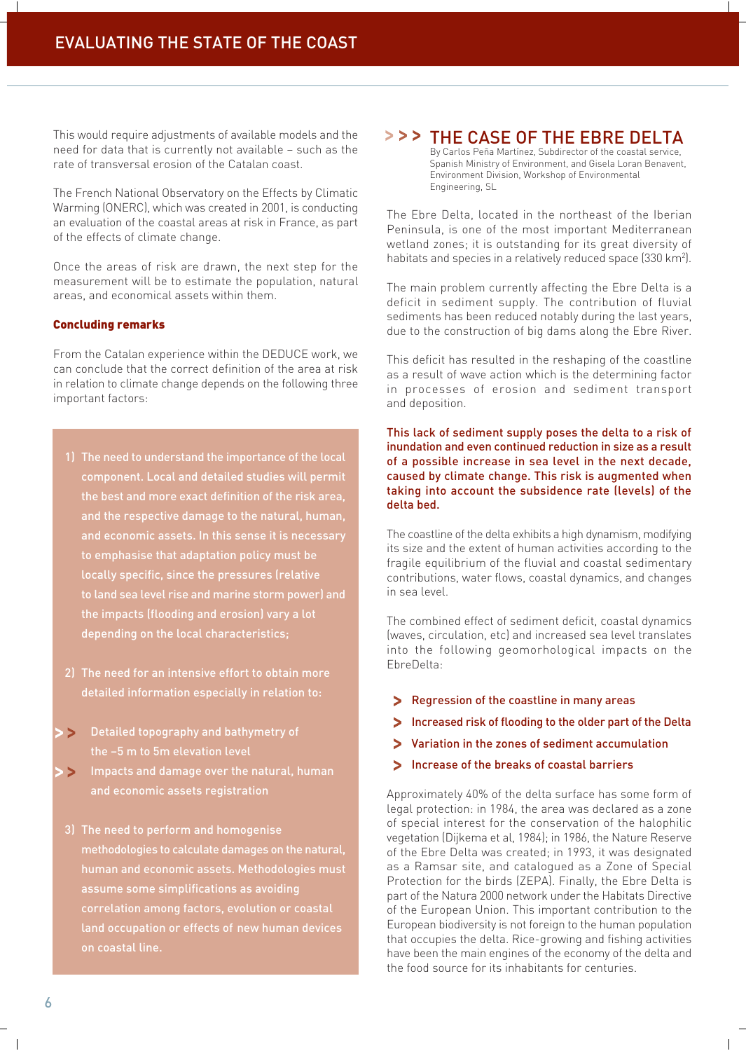This would require adjustments of available models and the need for data that is currently not available – such as the rate of transversal erosion of the Catalan coast.

The French National Observatory on the Effects by Climatic Warming (ONERC), which was created in 2001, is conducting an evaluation of the coastal areas at risk in France, as part of the effects of climate change.

Once the areas of risk are drawn, the next step for the measurement will be to estimate the population, natural areas, and economical assets within them.

**Concluding remarks**

From the Catalan experience within the DEDUCE work, we can conclude that the correct definition of the area at risk in relation to climate change depends on the following three important factors:

1) The need to understand the importance of the local component. Local and detailed studies will permit the best and more exact definition of the risk area, and the respective damage to the natural, human, and economic assets. In this sense it is necessary to emphasise that adaptation policy must be locally specific, since the pressures (relative to land sea level rise and marine storm power) and the impacts (flooding and erosion) vary a lot depending on the local characteristics;

2) The need for an intensive effort to obtain more detailed information especially in relation to:

- Detailed topography and bathymetry of the –5 m to 5m elevation level
- Impacts and damage over the natural, human and economic assets registration

3) The need to perform and homogenise methodologies to calculate damages on the natural, human and economic assets. Methodologies must assume some simplifications as avoiding correlation among factors, evolution or coastal land occupation or effects of new human devices on coastal line.

## THE CASE OF THE EBRE DELTA

By Carlos Peña Martínez, Subdirector of the coastal service, Spanish Ministry of Environment, and Gisela Loran Benavent, Environment Division, Workshop of Environmental Engineering, SL

The Ebre Delta, located in the northeast of the Iberian Peninsula, is one of the most important Mediterranean wetland zones; it is outstanding for its great diversity of habitats and species in a relatively reduced space (330 km²).

The main problem currently affecting the Ebre Delta is a deficit in sediment supply. The contribution of fluvial sediments has been reduced notably during the last years, due to the construction of big dams along the Ebre River.

This deficit has resulted in the reshaping of the coastline as a result of wave action which is the determining factor in processes of erosion and sediment transport and deposition.

**This lack of sediment supply poses the delta to a risk of inundation and even continued reduction in size as a result of a possible increase in sea level in the next decade, caused by climate change. This risk is augmented when taking into account the subsidence rate (levels) of the delta bed.**

The coastline of the delta exhibits a high dynamism, modifying its size and the extent of human activities according to the fragile equilibrium of the fluvial and coastal sedimentary contributions, water flows, coastal dynamics, and changes in sea level.

The combined effect of sediment deficit, coastal dynamics (waves, circulation, etc) and increased sea level translates into the following geomorphological impacts on the EbreDelta:

- Regression of the coastline in many areas
- Increased risk of flooding to the older part of the Delta
- Variation in the zones of sediment accumulation
- Increase of the breaks of coastal barriers

Approximately 40% of the delta surface has some form of legal protection: in 1984, the area was declared as a zone of special interest for the conservation of the halophilic vegetation (Dijkema et al, 1984); in 1986, the Nature Reserve of the Ebre Delta was created; in 1993, it was designated as a Ramsar site, and catalogued as a Zone of Special Protection for the birds (ZEPA). Finally, the Ebre Delta is part of the Natura 2000 network under the Habitats Directive of the European Union. This important contribution to the European biodiversity is not foreign to the human population that occupies the delta. Rice-growing and fishing activities have been the main engines of the economy of the delta and the food source for its inhabitants for centuries.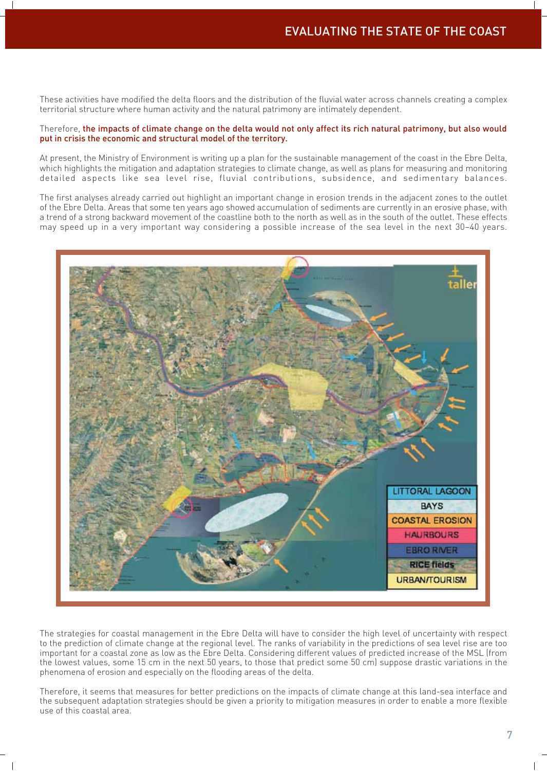These activities have modified the delta floors and the distribution of the fluvial water across channels creating a complex territorial structure where human activity and the natural patrimony are intimately dependent.

Therefore, **the impacts of climate change on the delta would not only affect its rich natural patrimony, but also would put in crisis the economic and structural model of the territory.**

At present, the Ministry of Environment is writing up a plan for the sustainable management of the coast in the Ebre Delta, which highlights the mitigation and adaptation strategies to climate change, as well as plans for measuring and monitoring detailed aspects like sea level rise, fluvial contributions, subsidence, and sedimentary balances.

The first analyses already carried out highlight an important change in erosion trends in the adjacent zones to the outlet of the Ebre Delta. Areas that some ten years ago showed accumulation of sediments are currently in an erosive phase, with a trend of a strong backward movement of the coastline both to the north as well as in the south of the outlet. These effects may speed up in a very important way considering a possible increase of the sea level in the next 30–40 years.

The strategies for coastal management in the Ebre Delta will have to consider the high level of uncertainty with respect to the prediction of climate change at the regional level. The ranks of variability in the predictions of sea level rise are too important for a coastal zone as low as the Ebre Delta. Considering different values of predicted increase of the MSL (from the lowest values, some 15 cm in the next 50 years, to those that predict some 50 cm) suppose drastic variations in the phenomena of erosion and especially on the flooding areas of the delta.

Therefore, it seems that measures for better predictions on the impacts of climate change at this land-sea interface and the subsequent adaptation strategies should be given a priority to mitigation measures in order to enable a more flexible use of this coastal area.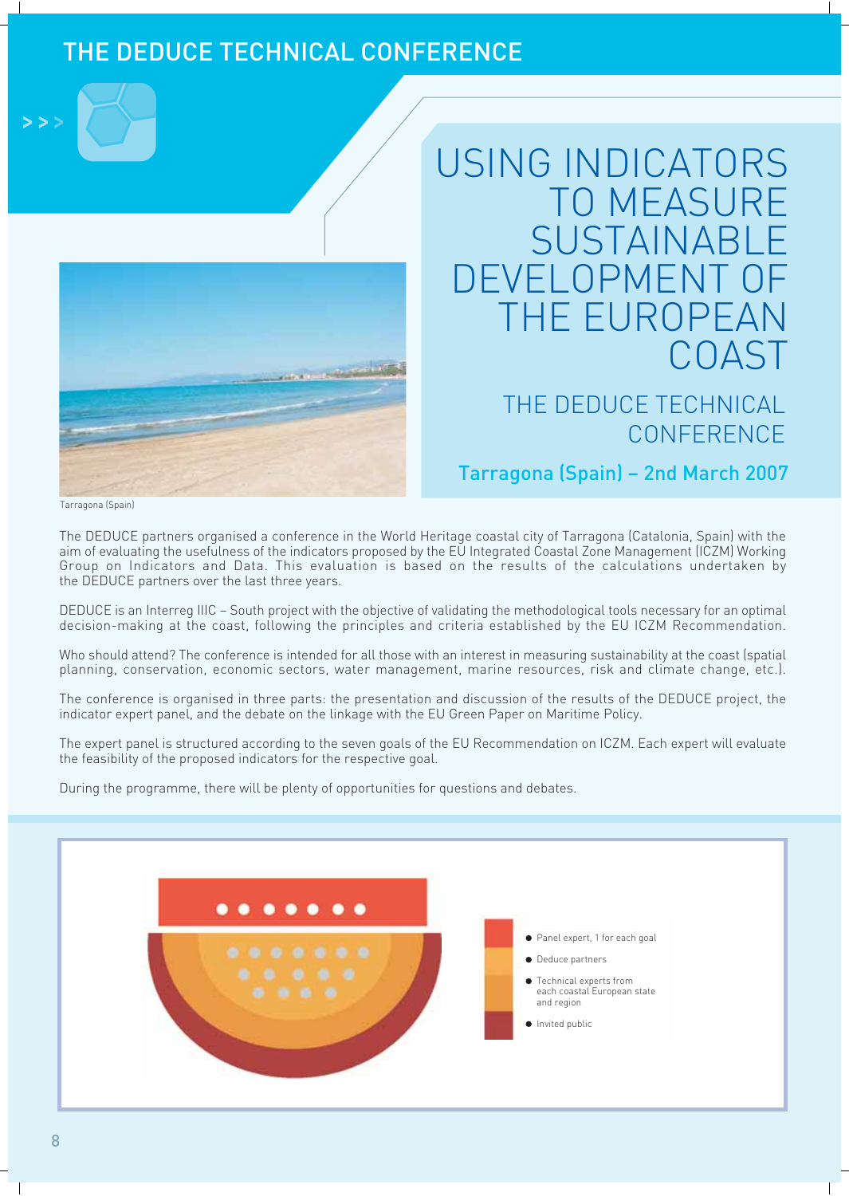# USING INDICATORS TO MEASURE SUSTAINABLE DEVELOPMENT OF THE EUROPEAN COAST

## THE DEDUCE TECHNICAL CONFERENCE

**Tarragona (Spain) – 2nd March 2007**

Tarragona (Spain)

The DEDUCE partners organised a conference in the World Heritage coastal city of Tarragona (Catalonia, Spain) with the aim of evaluating the usefulness of the indicators proposed by the EU Integrated Coastal Zone Management (ICZM) Working Group on Indicators and Data. This evaluation is based on the results of the calculations undertaken by the DEDUCE partners over the last three years.

DEDUCE is an Interreg IIIC – South project with the objective of validating the methodological tools necessary for an optimal decision-making at the coast, following the principles and criteria established by the EU ICZM Recommendation.

Who should attend? The conference is intended for all those with an interest in measuring sustainability at the coast (spatial planning, conservation, economic sectors, water management, marine resources, risk and climate change, etc.).

The conference is organised in three parts: the presentation and discussion of the results of the DEDUCE project, the indicator expert panel, and the debate on the linkage with the EU Green Paper on Maritime Policy.

The expert panel is structured according to the seven goals of the EU Recommendation on ICZM. Each expert will evaluate the feasibility of the proposed indicators for the respective goal.

During the programme, there will be plenty of opportunities for questions and debates.

- Panel expert, 1 for each goal
- Deduce partners
- Technical experts from each coastal European state and region
- Invited public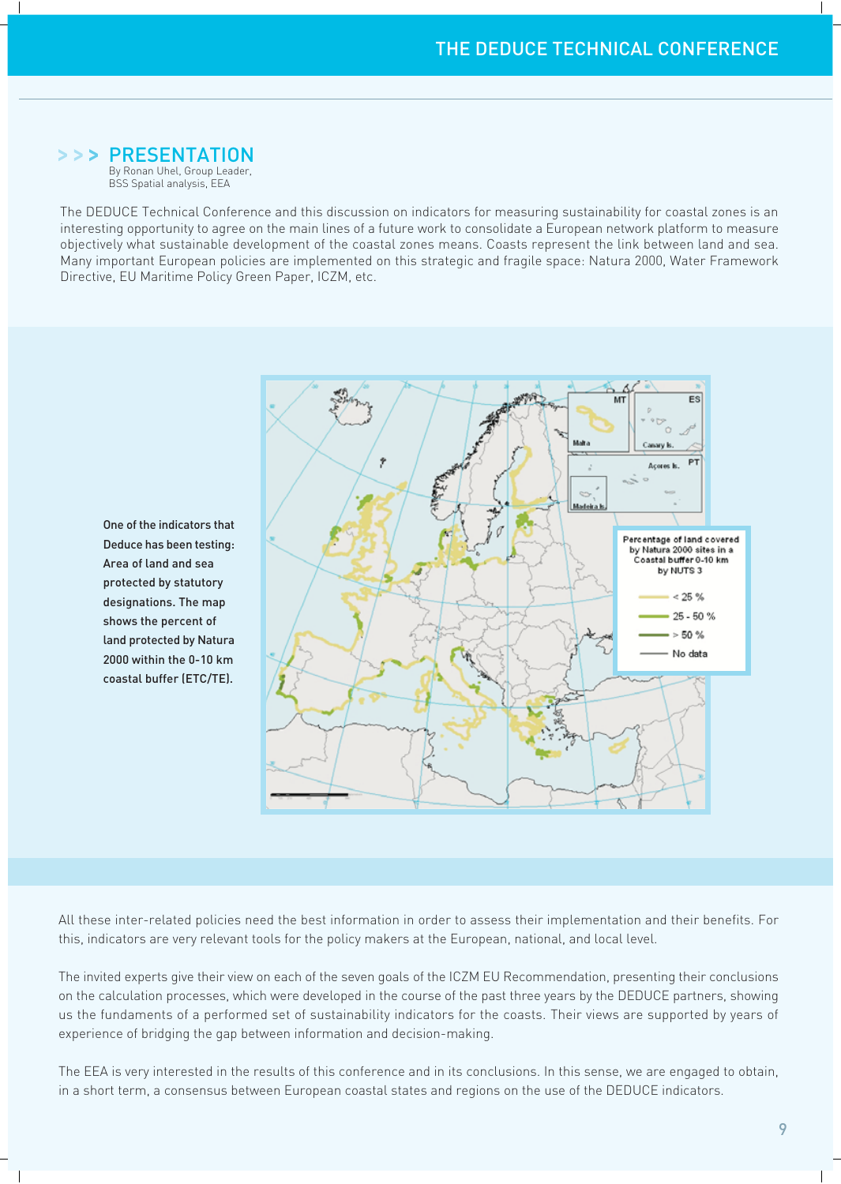## >>> PRESENTATION

By Ronan Uhel, Group Leader, BSS Spatial analysis, EEA

The DEDUCE Technical Conference and this discussion on indicators for measuring sustainability for coastal zones is an interesting opportunity to agree on the main lines of a future work to consolidate a European network platform to measure objectively what sustainable development of the coastal zones means. Coasts represent the link between land and sea. Many important European policies are implemented on this strategic and fragile space: Natura 2000, Water Framework Directive, EU Maritime Policy Green Paper, ICZM, etc.

**One of the indicators that Deduce has been testing: Area of land and sea protected by statutory designations. The map shows the percent of land protected by Natura 2000 within the 0-10 km coastal buffer (ETC/TE).**

All these inter-related policies need the best information in order to assess their implementation and their benefits. For this, indicators are very relevant tools for the policy makers at the European, national, and local level.

The invited experts give their view on each of the seven goals of the ICZM EU Recommendation, presenting their conclusions on the calculation processes, which were developed in the course of the past three years by the DEDUCE partners, showing us the fundaments of a performed set of sustainability indicators for the coasts. Their views are supported by years of experience of bridging the gap between information and decision-making.

The EEA is very interested in the results of this conference and in its conclusions. In this sense, we are engaged to obtain, in a short term, a consensus between European coastal states and regions on the use of the DEDUCE indicators.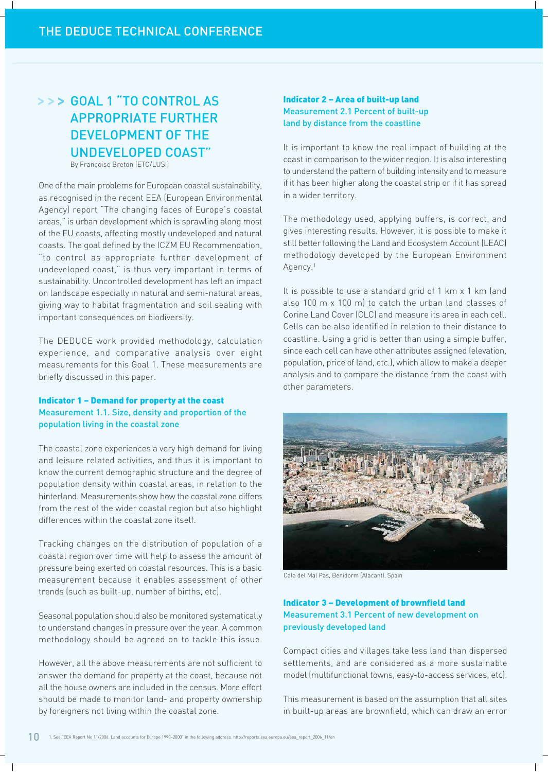## >>> GOAL 1 "TO CONTROL AS APPROPRIATE FURTHER DEVELOPMENT OF THE UNDEVELOPED COAST"

By Françoise Breton (ETC/LUSI)

One of the main problems for European coastal sustainability, as recognised in the recent EEA (European Environmental Agency) report "The changing faces of Europe's coastal areas," is urban development which is sprawling along most of the EU coasts, affecting mostly undeveloped and natural coasts. The goal defined by the ICZM EU Recommendation, "to control as appropriate further development of undeveloped coast," is thus very important in terms of sustainability. Uncontrolled development has left an impact on landscape especially in natural and semi-natural areas, giving way to habitat fragmentation and soil sealing with important consequences on biodiversity.

The DEDUCE work provided methodology, calculation experience, and comparative analysis over eight measurements for this Goal 1. These measurements are briefly discussed in this paper.

### Indicator 1 – Demand for property at the coast

#### Measurement 1.1. Size, density and proportion of the population living in the coastal zone

The coastal zone experiences a very high demand for living and leisure related activities, and thus it is important to know the current demographic structure and the degree of population density within coastal areas, in relation to the hinterland. Measurements show how the coastal zone differs from the rest of the wider coastal region but also highlight differences within the coastal zone itself.

Tracking changes on the distribution of population of a coastal region over time will help to assess the amount of pressure being exerted on coastal resources. This is a basic measurement because it enables assessment of other trends (such as built-up, number of births, etc).

Seasonal population should also be monitored systematically to understand changes in pressure over the year. A common methodology should be agreed on to tackle this issue.

However, all the above measurements are not sufficient to answer the demand for property at the coast, because not all the house owners are included in the census. More effort should be made to monitor land- and property ownership by foreigners not living within the coastal zone.

### Indicator 2 – Area of built-up land

#### Measurement 2.1 Percent of built-up land by distance from the coastline

It is important to know the real impact of building at the coast in comparison to the wider region. It is also interesting to understand the pattern of building intensity and to measure if it has been higher along the coastal strip or if it has spread in a wider territory.

The methodology used, applying buffers, is correct, and gives interesting results. However, it is possible to make it still better following the Land and Ecosystem Account (LEAC) methodology developed by the European Environment Agency.[1]

It is possible to use a standard grid of 1 km x 1 km (and also 100 m x 100 m) to catch the urban land classes of Corine Land Cover (CLC) and measure its area in each cell. Cells can be also identified in relation to their distance to coastline. Using a grid is better than using a simple buffer, since each cell can have other attributes assigned (elevation, population, price of land, etc.), which allow to make a deeper analysis and to compare the distance from the coast with other parameters.

Cala del Mal Pas, Benidorm (Alacant), Spain

### Indicator 3 – Development of brownfield land

#### Measurement 3.1 Percent of new development on previously developed land

Compact cities and villages take less land than dispersed settlements, and are considered as a more sustainable model (multifunctional towns, easy-to-access services, etc).

This measurement is based on the assumption that all sites in built-up areas are brownfield, which can draw an error

1. See "EEA Report No 11/2006. Land accounts for Europe 1990-2000" in the following address. http://reports.eea.europa.eu/eea_report_2006_11/en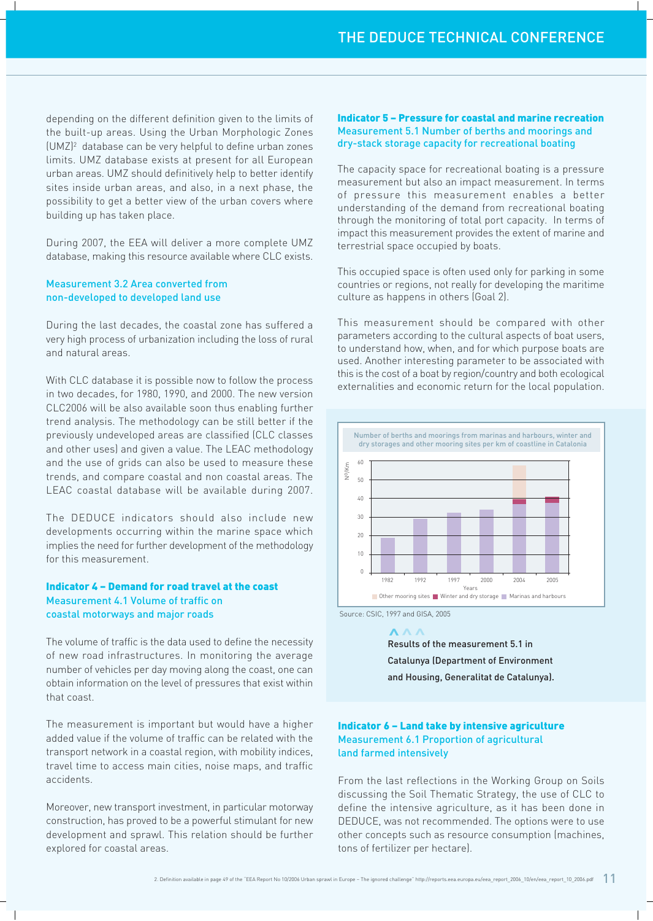depending on the different definition given to the limits of the built-up areas. Using the Urban Morphologic Zones (UMZ)[2] database can be very helpful to define urban zones limits. UMZ database exists at present for all European urban areas. UMZ should definitively help to better identify sites inside urban areas, and also, in a next phase, the possibility to get a better view of the urban covers where building up has taken place.

During 2007, the EEA will deliver a more complete UMZ database, making this resource available where CLC exists.

### Measurement 3.2 Area converted from non-developed to developed land use

During the last decades, the coastal zone has suffered a very high process of urbanization including the loss of rural and natural areas.

With CLC database it is possible now to follow the process in two decades, for 1980, 1990, and 2000. The new version CLC2006 will be also available soon thus enabling further trend analysis. The methodology can be still better if the previously undeveloped areas are classified (CLC classes and other uses) and given a value. The LEAC methodology and the use of grids can also be used to measure these trends, and compare coastal and non coastal areas. The LEAC coastal database will be available during 2007.

The DEDUCE indicators should also include new developments occurring within the marine space which implies the need for further development of the methodology for this measurement.

## Indicator 4 – Demand for road travel at the coast

### Measurement 4.1 Volume of traffic on coastal motorways and major roads

The volume of traffic is the data used to define the necessity of new road infrastructures. In monitoring the average number of vehicles per day moving along the coast, one can obtain information on the level of pressures that exist within that coast.

The measurement is important but would have a higher added value if the volume of traffic can be related with the transport network in a coastal region, with mobility indices, travel time to access main cities, noise maps, and traffic accidents.

Moreover, new transport investment, in particular motorway construction, has proved to be a powerful stimulant for new development and sprawl. This relation should be further explored for coastal areas.

## Indicator 5 – Pressure for coastal and marine recreation

### Measurement 5.1 Number of berths and moorings and dry-stack storage capacity for recreational boating

The capacity space for recreational boating is a pressure measurement but also an impact measurement. In terms of pressure this measurement enables a better understanding of the demand from recreational boating through the monitoring of total port capacity. In terms of impact this measurement provides the extent of marine and terrestrial space occupied by boats.

This occupied space is often used only for parking in some countries or regions, not really for developing the maritime culture as happens in others (Goal 2).

This measurement should be compared with other parameters according to the cultural aspects of boat users, to understand how, when, and for which purpose boats are used. Another interesting parameter to be associated with this is the cost of a boat by region/country and both ecological externalities and economic return for the local population.

Number of berths and moorings from marinas and harbours, winter and dry storages and other mooring sites per km of coastline in Catalonia

| Years | Marinas and harbours | Winter and dry storage | Other mooring sites |
|---|---|---|---|
| 1982 | ~19 | | |
| 1992 | ~29 | | |
| 1997 | ~32 | | |
| 2000 | ~34 | | |
| 2004 | ~37 | ~3 | ~18 |
| 2005 | ~38 | ~3 | |

Nº/Km

Source: CSIC, 1997 and GISA, 2005

Results of the measurement 5.1 in Catalunya (Department of Environment and Housing, Generalitat de Catalunya).

## Indicator 6 – Land take by intensive agriculture

### Measurement 6.1 Proportion of agricultural land farmed intensively

From the last reflections in the Working Group on Soils discussing the Soil Thematic Strategy, the use of CLC to define the intensive agriculture, as it has been done in DEDUCE, was not recommended. The options were to use other concepts such as resource consumption (machines, tons of fertilizer per hectare).

2. Definition available in page 49 of the "EEA Report No 10/2006 Urban sprawl in Europe – The ignored challenge" http://reports.eea.europa.eu/eea_report_2006_10/en/eea_report_10_2006.pdf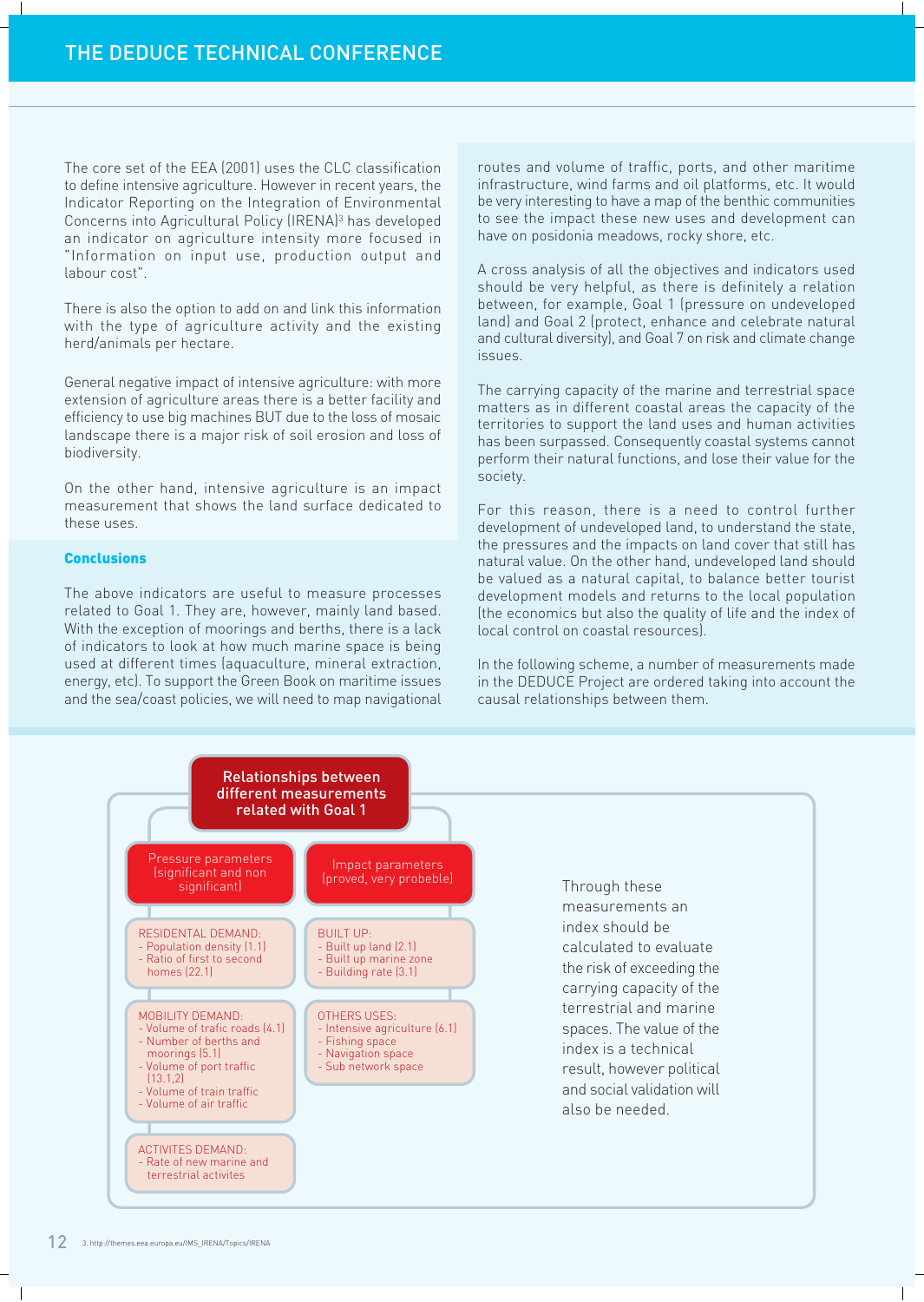The core set of the EEA (2001) uses the CLC classification to define intensive agriculture. However in recent years, the Indicator Reporting on the Integration of Environmental Concerns into Agricultural Policy (IRENA)[3] has developed an indicator on agriculture intensity more focused in "Information on input use, production output and labour cost".

There is also the option to add on and link this information with the type of agriculture activity and the existing herd/animals per hectare.

General negative impact of intensive agriculture: with more extension of agriculture areas there is a better facility and efficiency to use big machines BUT due to the loss of mosaic landscape there is a major risk of soil erosion and loss of biodiversity.

On the other hand, intensive agriculture is an impact measurement that shows the land surface dedicated to these uses.

### Conclusions

The above indicators are useful to measure processes related to Goal 1. They are, however, mainly land based. With the exception of moorings and berths, there is a lack of indicators to look at how much marine space is being used at different times (aquaculture, mineral extraction, energy, etc). To support the Green Book on maritime issues and the sea/coast policies, we will need to map navigational routes and volume of traffic, ports, and other maritime infrastructure, wind farms and oil platforms, etc. It would be very interesting to have a map of the benthic communities to see the impact these new uses and development can have on posidonia meadows, rocky shore, etc.

A cross analysis of all the objectives and indicators used should be very helpful, as there is definitely a relation between, for example, Goal 1 (pressure on undeveloped land) and Goal 2 (protect, enhance and celebrate natural and cultural diversity), and Goal 7 on risk and climate change issues.

The carrying capacity of the marine and terrestrial space matters as in different coastal areas the capacity of the territories to support the land uses and human activities has been surpassed. Consequently coastal systems cannot perform their natural functions, and lose their value for the society.

For this reason, there is a need to control further development of undeveloped land, to understand the state, the pressures and the impacts on land cover that still has natural value. On the other hand, undeveloped land should be valued as a natural capital, to balance better tourist development models and returns to the local population (the economics but also the quality of life and the index of local control on coastal resources).

In the following scheme, a number of measurements made in the DEDUCE Project are ordered taking into account the causal relationships between them.

**Relationships between different measurements related with Goal 1**

| Pressure parameters (significant and non significant) | Impact parameters (proved, very probelble) |
|---|---|
| RESIDENTAL DEMAND:<br>- Population density (1.1)<br>- Ratio of first to second homes (22.1) | BUILT UP:<br>- Built up land (2.1)<br>- Built up marine zone<br>- Building rate (3.1) |
| MOBILITY DEMAND:<br>- Volume of trafic roads (4.1)<br>- Number of berths and moorings (5.1)<br>- Volume of port traffic (13.1,2)<br>- Volume of train traffic<br>- Volume of air traffic | OTHERS USES:<br>- Intensive agriculture (6.1)<br>- Fishing space<br>- Navigation space<br>- Sub network space |
| ACTIVITES DEMAND:<br>- Rate of new marine and terrestrial activites | |

Through these measurements an index should be calculated to evaluate the risk of exceeding the carrying capacity of the terrestrial and marine spaces. The value of the index is a technical result, however political and social validation will also be needed.

3. http://themes.eea.europa.eu/IMS_IRENA/Topics/IRENA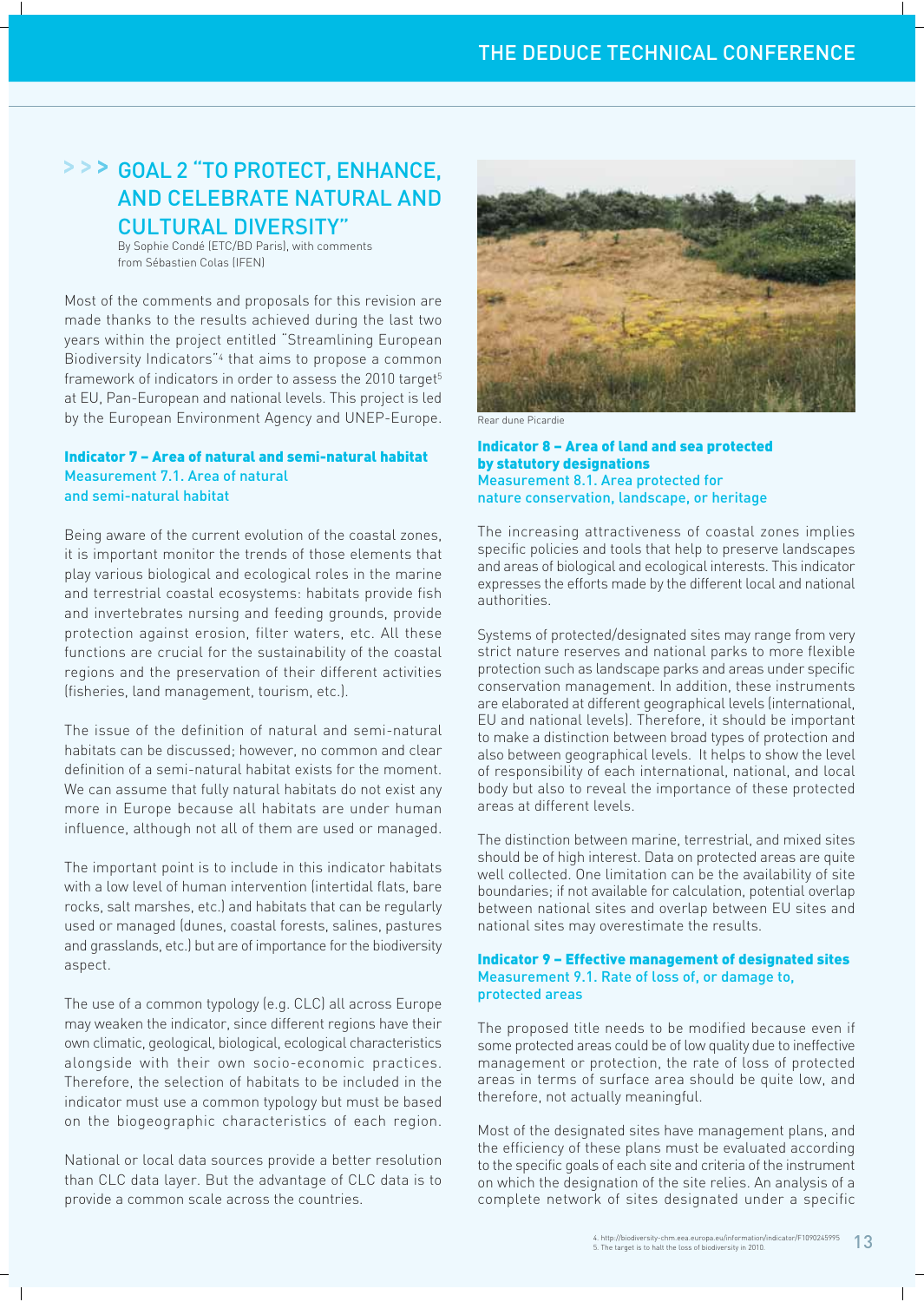## > > > GOAL 2 "TO PROTECT, ENHANCE, AND CELEBRATE NATURAL AND CULTURAL DIVERSITY"

By Sophie Condé (ETC/BD Paris), with comments from Sébastien Colas (IFEN)

Most of the comments and proposals for this revision are made thanks to the results achieved during the last two years within the project entitled "Streamlining European Biodiversity Indicators"[4] that aims to propose a common framework of indicators in order to assess the 2010 target[5] at EU, Pan-European and national levels. This project is led by the European Environment Agency and UNEP-Europe.

### Indicator 7 – Area of natural and semi-natural habitat

Measurement 7.1. Area of natural and semi-natural habitat

Being aware of the current evolution of the coastal zones, it is important monitor the trends of those elements that play various biological and ecological roles in the marine and terrestrial coastal ecosystems: habitats provide fish and invertebrates nursing and feeding grounds, provide protection against erosion, filter waters, etc. All these functions are crucial for the sustainability of the coastal regions and the preservation of their different activities (fisheries, land management, tourism, etc.).

The issue of the definition of natural and semi-natural habitats can be discussed; however, no common and clear definition of a semi-natural habitat exists for the moment. We can assume that fully natural habitats do not exist any more in Europe because all habitats are under human influence, although not all of them are used or managed.

The important point is to include in this indicator habitats with a low level of human intervention (intertidal flats, bare rocks, salt marshes, etc.) and habitats that can be regularly used or managed (dunes, coastal forests, salines, pastures and grasslands, etc.) but are of importance for the biodiversity aspect.

The use of a common typology (e.g. CLC) all across Europe may weaken the indicator, since different regions have their own climatic, geological, biological, ecological characteristics alongside with their own socio-economic practices. Therefore, the selection of habitats to be included in the indicator must use a common typology but must be based on the biogeographic characteristics of each region.

National or local data sources provide a better resolution than CLC data layer. But the advantage of CLC data is to provide a common scale across the countries.

Rear dune Picardie

### Indicator 8 – Area of land and sea protected by statutory designations

Measurement 8.1. Area protected for nature conservation, landscape, or heritage

The increasing attractiveness of coastal zones implies specific policies and tools that help to preserve landscapes and areas of biological and ecological interests. This indicator expresses the efforts made by the different local and national authorities.

Systems of protected/designated sites may range from very strict nature reserves and national parks to more flexible protection such as landscape parks and areas under specific conservation management. In addition, these instruments are elaborated at different geographical levels (international, EU and national levels). Therefore, it should be important to make a distinction between broad types of protection and also between geographical levels. It helps to show the level of responsibility of each international, national, and local body but also to reveal the importance of these protected areas at different levels.

The distinction between marine, terrestrial, and mixed sites should be of high interest. Data on protected areas are quite well collected. One limitation can be the availability of site boundaries; if not available for calculation, potential overlap between national sites and overlap between EU sites and national sites may overestimate the results.

### Indicator 9 – Effective management of designated sites

Measurement 9.1. Rate of loss of, or damage to, protected areas

The proposed title needs to be modified because even if some protected areas could be of low quality due to ineffective management or protection, the rate of loss of protected areas in terms of surface area should be quite low, and therefore, not actually meaningful.

Most of the designated sites have management plans, and the efficiency of these plans must be evaluated according to the specific goals of each site and criteria of the instrument on which the designation of the site relies. An analysis of a complete network of sites designated under a specific

4. http://biodiversity-chm.eea.europa.eu/information/indicator/F1090245995
5. The target is to halt the loss of biodiversity in 2010.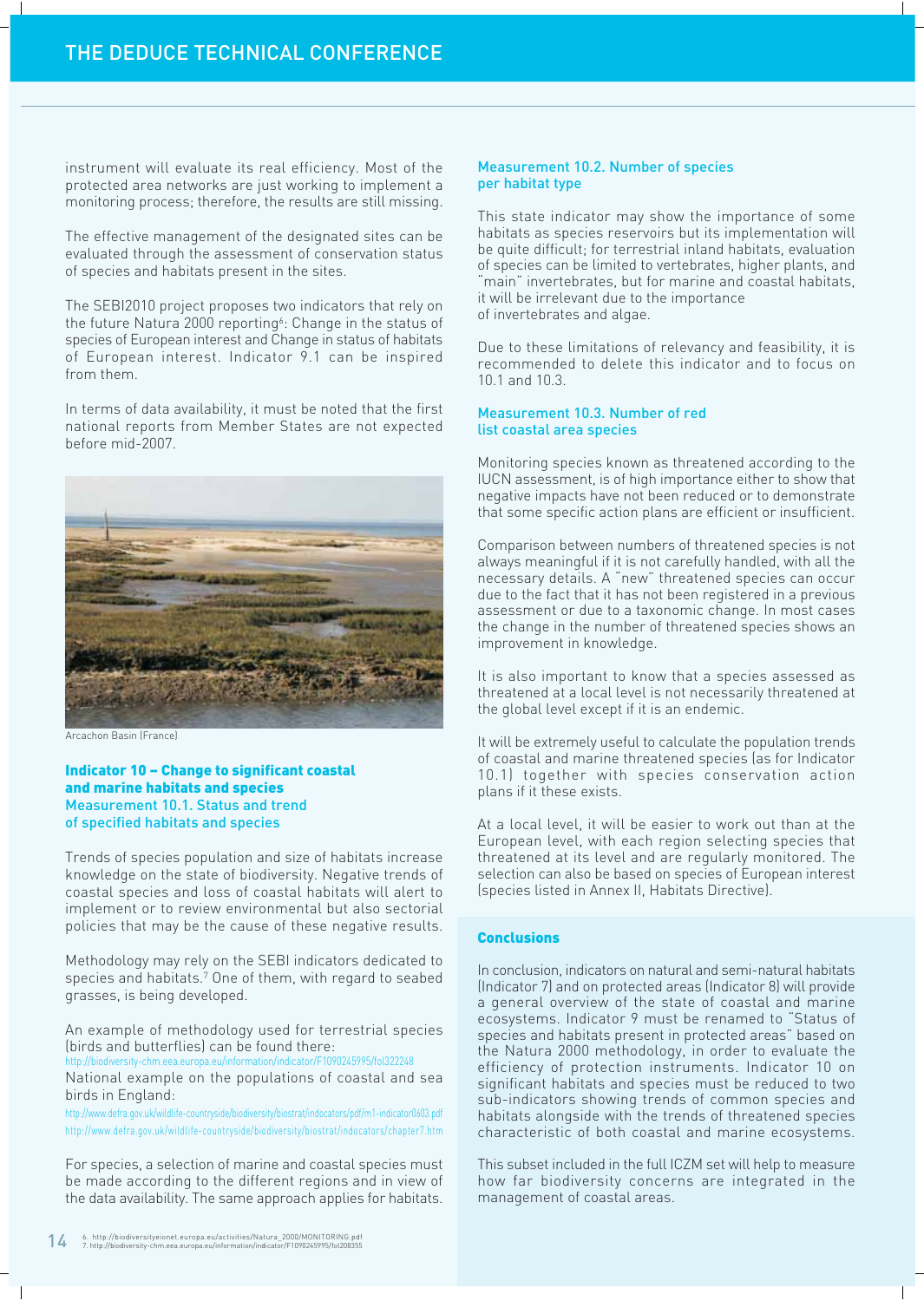instrument will evaluate its real efficiency. Most of the protected area networks are just working to implement a monitoring process; therefore, the results are still missing.

The effective management of the designated sites can be evaluated through the assessment of conservation status of species and habitats present in the sites.

The SEBI2010 project proposes two indicators that rely on the future Natura 2000 reporting[6]: Change in the status of species of European interest and Change in status of habitats of European interest. Indicator 9.1 can be inspired from them.

In terms of data availability, it must be noted that the first national reports from Member States are not expected before mid-2007.

Arcachon Basin (France)

## Indicator 10 – Change to significant coastal and marine habitats and species

### Measurement 10.1. Status and trend of specified habitats and species

Trends of species population and size of habitats increase knowledge on the state of biodiversity. Negative trends of coastal species and loss of coastal habitats will alert to implement or to review environmental but also sectorial policies that may be the cause of these negative results.

Methodology may rely on the SEBI indicators dedicated to species and habitats.[7] One of them, with regard to seabed grasses, is being developed.

An example of methodology used for terrestrial species (birds and butterflies) can be found there:
http://biodiversity-chm.eea.europa.eu/information/indicator/F1090245995/fol322248

National example on the populations of coastal and sea birds in England:

http://www.defra.gov.uk/wildlife-countryside/biodiversity/biostrat/indocators/pdf/m1-indicator0603.pdf
http://www.defra.gov.uk/wildlife-countryside/biodiversity/biostrat/indocators/chapter7.htm

For species, a selection of marine and coastal species must be made according to the different regions and in view of the data availability. The same approach applies for habitats.

### Measurement 10.2. Number of species per habitat type

This state indicator may show the importance of some habitats as species reservoirs but its implementation will be quite difficult; for terrestrial inland habitats, evaluation of species can be limited to vertebrates, higher plants, and "main" invertebrates, but for marine and coastal habitats, it will be irrelevant due to the importance of invertebrates and algae.

Due to these limitations of relevancy and feasibility, it is recommended to delete this indicator and to focus on 10.1 and 10.3.

### Measurement 10.3. Number of red list coastal area species

Monitoring species known as threatened according to the IUCN assessment, is of high importance either to show that negative impacts have not been reduced or to demonstrate that some specific action plans are efficient or insufficient.

Comparison between numbers of threatened species is not always meaningful if it is not carefully handled, with all the necessary details. A "new" threatened species can occur due to the fact that it has not been registered in a previous assessment or due to a taxonomic change. In most cases the change in the number of threatened species shows an improvement in knowledge.

It is also important to know that a species assessed as threatened at a local level is not necessarily threatened at the global level except if it is an endemic.

It will be extremely useful to calculate the population trends of coastal and marine threatened species (as for Indicator 10.1) together with species conservation action plans if it these exists.

At a local level, it will be easier to work out than at the European level, with each region selecting species that threatened at its level and are regularly monitored. The selection can also be based on species of European interest (species listed in Annex II, Habitats Directive).

## Conclusions

In conclusion, indicators on natural and semi-natural habitats (Indicator 7) and on protected areas (Indicator 8) will provide a general overview of the state of coastal and marine ecosystems. Indicator 9 must be renamed to "Status of species and habitats present in protected areas" based on the Natura 2000 methodology, in order to evaluate the efficiency of protection instruments. Indicator 10 on significant habitats and species must be reduced to two sub-indicators showing trends of common species and habitats alongside with the trends of threatened species characteristic of both coastal and marine ecosystems.

This subset included in the full ICZM set will help to measure how far biodiversity concerns are integrated in the management of coastal areas.

6. http://biodiversityeionet.europa.eu/activities/Natura_2000/MONITORING.pdf
7. http://biodiversity-chm.eea.europa.eu/information/indicator/F1090245995/fol208355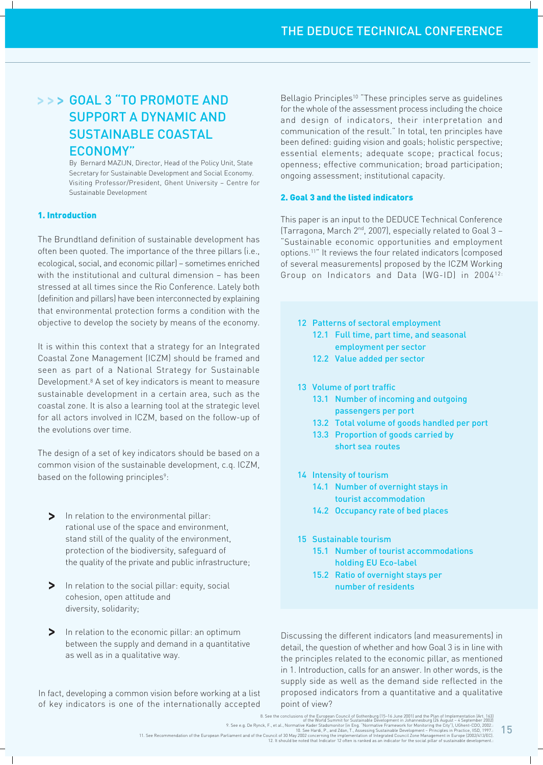# >>> GOAL 3 "TO PROMOTE AND SUPPORT A DYNAMIC AND SUSTAINABLE COASTAL ECONOMY"

By Bernard MAZIJN, Director, Head of the Policy Unit, State Secretary for Sustainable Development and Social Economy. Visiting Professor/President, Ghent University – Centre for Sustainable Development

## 1. Introduction

The Brundtland definition of sustainable development has often been quoted. The importance of the three pillars (i.e., ecological, social, and economic pillar) – sometimes enriched with the institutional and cultural dimension – has been stressed at all times since the Rio Conference. Lately both (definition and pillars) have been interconnected by explaining that environmental protection forms a condition with the objective to develop the society by means of the economy.

It is within this context that a strategy for an Integrated Coastal Zone Management (ICZM) should be framed and seen as part of a National Strategy for Sustainable Development.[8] A set of key indicators is meant to measure sustainable development in a certain area, such as the coastal zone. It is also a learning tool at the strategic level for all actors involved in ICZM, based on the follow-up of the evolutions over time.

The design of a set of key indicators should be based on a common vision of the sustainable development, c.q. ICZM, based on the following principles[9]:

- In relation to the environmental pillar: rational use of the space and environment, stand still of the quality of the environment, protection of the biodiversity, safeguard of the quality of the private and public infrastructure;
- In relation to the social pillar: equity, social cohesion, open attitude and diversity, solidarity;
- In relation to the economic pillar: an optimum between the supply and demand in a quantitative as well as in a qualitative way.

In fact, developing a common vision before working at a list of key indicators is one of the internationally accepted Bellagio Principles[10] "These principles serve as guidelines for the whole of the assessment process including the choice and design of indicators, their interpretation and communication of the result." In total, ten principles have been defined: guiding vision and goals; holistic perspective; essential elements; adequate scope; practical focus; openness; effective communication; broad participation; ongoing assessment; institutional capacity.

## 2. Goal 3 and the listed indicators

This paper is an input to the DEDUCE Technical Conference (Tarragona, March 2nd, 2007), especially related to Goal 3 – "Sustainable economic opportunities and employment options.[11]" It reviews the four related indicators (composed of several measurements) proposed by the ICZM Working Group on Indicators and Data (WG-ID) in 2004[12]:

- 12 Patterns of sectoral employment
  - 12.1 Full time, part time, and seasonal employment per sector
  - 12.2 Value added per sector
- 13 Volume of port traffic
  - 13.1 Number of incoming and outgoing passengers per port
  - 13.2 Total volume of goods handled per port
  - 13.3 Proportion of goods carried by short sea routes
- 14 Intensity of tourism
  - 14.1 Number of overnight stays in tourist accommodation
  - 14.2 Occupancy rate of bed places
- 15 Sustainable tourism
  - 15.1 Number of tourist accommodations holding EU Eco-label
  - 15.2 Ratio of overnight stays per number of residents

Discussing the different indicators (and measurements) in detail, the question of whether and how Goal 3 is in line with the principles related to the economic pillar, as mentioned in 1. Introduction, calls for an answer. In other words, is the supply side as well as the demand side reflected in the proposed indicators from a quantitative and a qualitative point of view?

8. See the conclusions of the European Council of Gothenburg (15-16 June 2001) and the Plan of Implementation (Art. 163) of the World Summit for Sustainable Development in Johannesburg (26 August – 4 September 2002).
9. See e.g. De Rynck, F., et al., Normative Kader Stadsmonitor (in Eng. "Normative Framework for Monitoring the City"), UGhent-CDO, 2002.
10. See Hardi, P., and Zdan, T., Assessing Sustainable Development – Principles in Practice, IISD, 1997.
11. See Recommendation of the European Parliament and of the Council of 30 May 2002 concerning the implementation of Integrated Council Zone Management in Europe (2002/413/EC).
12. It should be noted that Indicator 12 often is ranked as an indicator for the social pillar of sustainable development.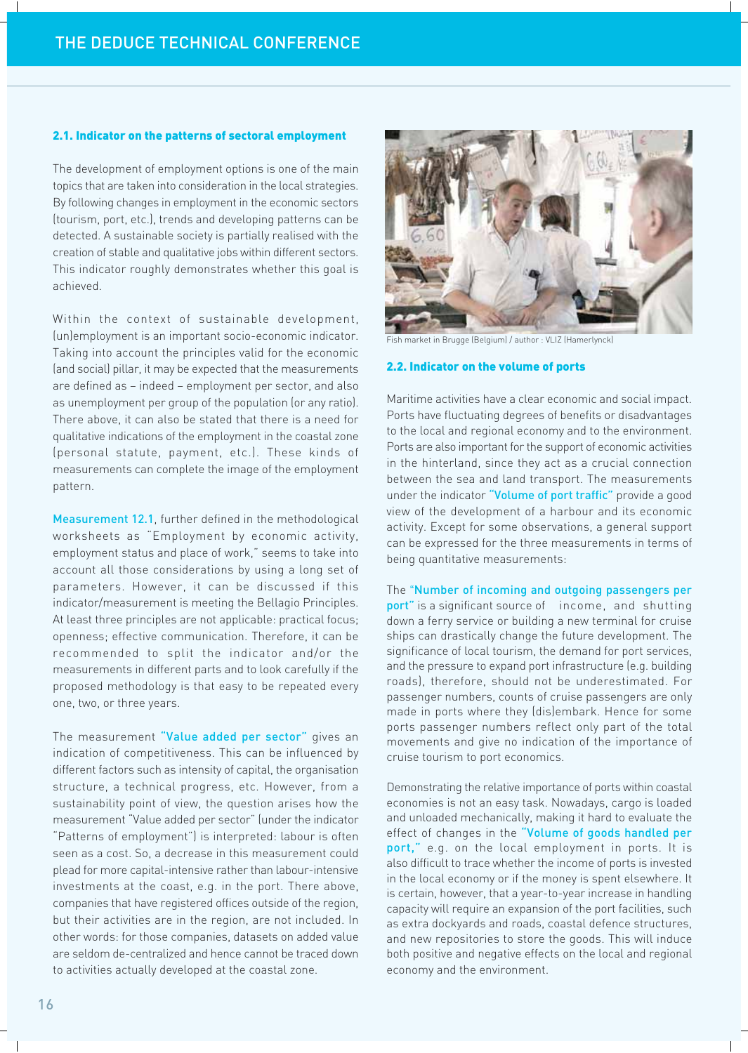## 2.1. Indicator on the patterns of sectoral employment

The development of employment options is one of the main topics that are taken into consideration in the local strategies. By following changes in employment in the economic sectors (tourism, port, etc.), trends and developing patterns can be detected. A sustainable society is partially realised with the creation of stable and qualitative jobs within different sectors. This indicator roughly demonstrates whether this goal is achieved.

Within the context of sustainable development, (un)employment is an important socio-economic indicator. Taking into account the principles valid for the economic (and social) pillar, it may be expected that the measurements are defined as – indeed – employment per sector, and also as unemployment per group of the population (or any ratio). There above, it can also be stated that there is a need for qualitative indications of the employment in the coastal zone (personal statute, payment, etc.). These kinds of measurements can complete the image of the employment pattern.

Measurement 12.1, further defined in the methodological worksheets as "Employment by economic activity, employment status and place of work," seems to take into account all those considerations by using a long set of parameters. However, it can be discussed if this indicator/measurement is meeting the Bellagio Principles. At least three principles are not applicable: practical focus; openness; effective communication. Therefore, it can be recommended to split the indicator and/or the measurements in different parts and to look carefully if the proposed methodology is that easy to be repeated every one, two, or three years.

The measurement "Value added per sector" gives an indication of competitiveness. This can be influenced by different factors such as intensity of capital, the organisation structure, a technical progress, etc. However, from a sustainability point of view, the question arises how the measurement "Value added per sector" (under the indicator "Patterns of employment") is interpreted: labour is often seen as a cost. So, a decrease in this measurement could plead for more capital-intensive rather than labour-intensive investments at the coast, e.g. in the port. There above, companies that have registered offices outside of the region, but their activities are in the region, are not included. In other words: for those companies, datasets on added value are seldom de-centralized and hence cannot be traced down to activities actually developed at the coastal zone.

Fish market in Brugge (Belgium) / author : VLIZ (Hamerlynck)

## 2.2. Indicator on the volume of ports

Maritime activities have a clear economic and social impact. Ports have fluctuating degrees of benefits or disadvantages to the local and regional economy and to the environment. Ports are also important for the support of economic activities in the hinterland, since they act as a crucial connection between the sea and land transport. The measurements under the indicator "Volume of port traffic" provide a good view of the development of a harbour and its economic activity. Except for some observations, a general support can be expressed for the three measurements in terms of being quantitative measurements:

The "Number of incoming and outgoing passengers per port" is a significant source of income, and shutting down a ferry service or building a new terminal for cruise ships can drastically change the future development. The significance of local tourism, the demand for port services, and the pressure to expand port infrastructure (e.g. building roads), therefore, should not be underestimated. For passenger numbers, counts of cruise passengers are only made in ports where they (dis)embark. Hence for some ports passenger numbers reflect only part of the total movements and give no indication of the importance of cruise tourism to port economics.

Demonstrating the relative importance of ports within coastal economies is not an easy task. Nowadays, cargo is loaded and unloaded mechanically, making it hard to evaluate the effect of changes in the "Volume of goods handled per port," e.g. on the local employment in ports. It is also difficult to trace whether the income of ports is invested in the local economy or if the money is spent elsewhere. It is certain, however, that a year-to-year increase in handling capacity will require an expansion of the port facilities, such as extra dockyards and roads, coastal defence structures, and new repositories to store the goods. This will induce both positive and negative effects on the local and regional economy and the environment.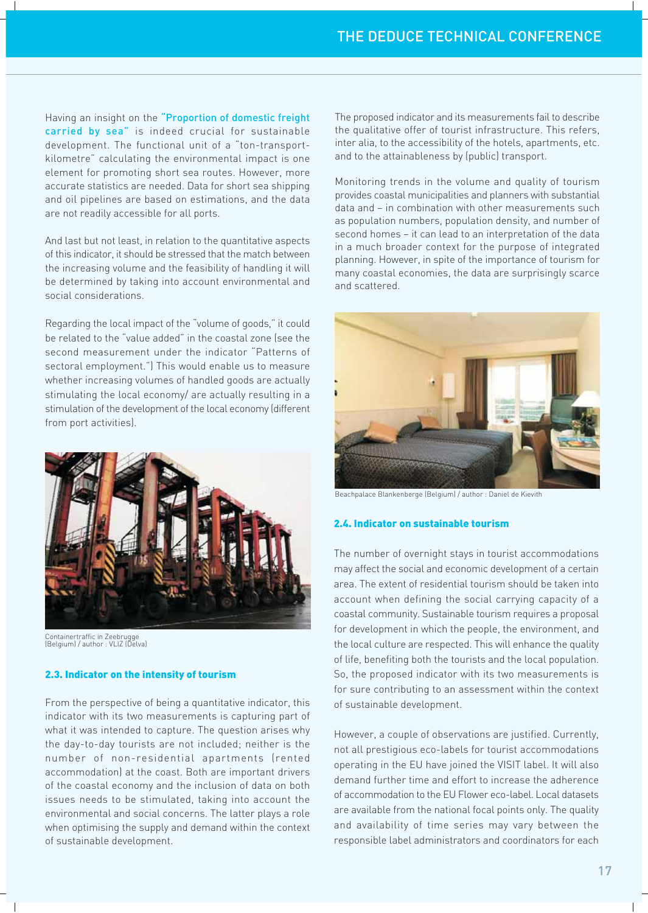Having an insight on the "Proportion of domestic freight carried by sea" is indeed crucial for sustainable development. The functional unit of a "ton-transport-kilometre" calculating the environmental impact is one element for promoting short sea routes. However, more accurate statistics are needed. Data for short sea shipping and oil pipelines are based on estimations, and the data are not readily accessible for all ports.

And last but not least, in relation to the quantitative aspects of this indicator, it should be stressed that the match between the increasing volume and the feasibility of handling it will be determined by taking into account environmental and social considerations.

Regarding the local impact of the "volume of goods," it could be related to the "value added" in the coastal zone (see the second measurement under the indicator "Patterns of sectoral employment.") This would enable us to measure whether increasing volumes of handled goods are actually stimulating the local economy/ are actually resulting in a stimulation of the development of the local economy (different from port activities).

Containertraffic in Zeebrugge (Belgium) / author : VLIZ (Delva)

### 2.3. Indicator on the intensity of tourism

From the perspective of being a quantitative indicator, this indicator with its two measurements is capturing part of what it was intended to capture. The question arises why the day-to-day tourists are not included; neither is the number of non-residential apartments (rented accommodation) at the coast. Both are important drivers of the coastal economy and the inclusion of data on both issues needs to be stimulated, taking into account the environmental and social concerns. The latter plays a role when optimising the supply and demand within the context of sustainable development.

The proposed indicator and its measurements fail to describe the qualitative offer of tourist infrastructure. This refers, inter alia, to the accessibility of the hotels, apartments, etc. and to the attainableness by (public) transport.

Monitoring trends in the volume and quality of tourism provides coastal municipalities and planners with substantial data and – in combination with other measurements such as population numbers, population density, and number of second homes – it can lead to an interpretation of the data in a much broader context for the purpose of integrated planning. However, in spite of the importance of tourism for many coastal economies, the data are surprisingly scarce and scattered.

Beachpalace Blankenberge (Belgium) / author : Daniel de Kievith

### 2.4. Indicator on sustainable tourism

The number of overnight stays in tourist accommodations may affect the social and economic development of a certain area. The extent of residential tourism should be taken into account when defining the social carrying capacity of a coastal community. Sustainable tourism requires a proposal for development in which the people, the environment, and the local culture are respected. This will enhance the quality of life, benefiting both the tourists and the local population. So, the proposed indicator with its two measurements is for sure contributing to an assessment within the context of sustainable development.

However, a couple of observations are justified. Currently, not all prestigious eco-labels for tourist accommodations operating in the EU have joined the VISIT label. It will also demand further time and effort to increase the adherence of accommodation to the EU Flower eco-label. Local datasets are available from the national focal points only. The quality and availability of time series may vary between the responsible label administrators and coordinators for each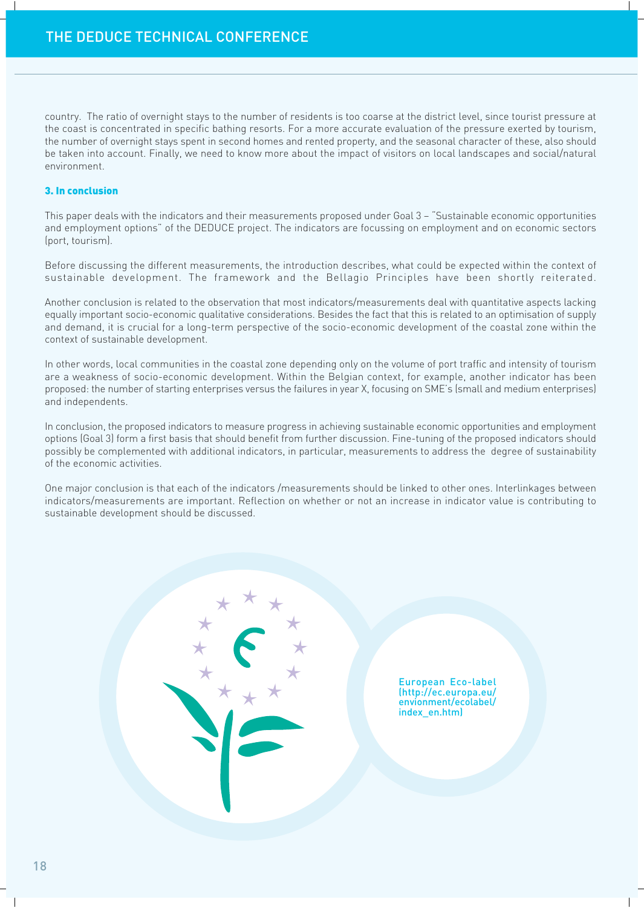country. The ratio of overnight stays to the number of residents is too coarse at the district level, since tourist pressure at the coast is concentrated in specific bathing resorts. For a more accurate evaluation of the pressure exerted by tourism, the number of overnight stays spent in second homes and rented property, and the seasonal character of these, also should be taken into account. Finally, we need to know more about the impact of visitors on local landscapes and social/natural environment.

### 3. In conclusion

This paper deals with the indicators and their measurements proposed under Goal 3 – "Sustainable economic opportunities and employment options" of the DEDUCE project. The indicators are focussing on employment and on economic sectors (port, tourism).

Before discussing the different measurements, the introduction describes, what could be expected within the context of sustainable development. The framework and the Bellagio Principles have been shortly reiterated.

Another conclusion is related to the observation that most indicators/measurements deal with quantitative aspects lacking equally important socio-economic qualitative considerations. Besides the fact that this is related to an optimisation of supply and demand, it is crucial for a long-term perspective of the socio-economic development of the coastal zone within the context of sustainable development.

In other words, local communities in the coastal zone depending only on the volume of port traffic and intensity of tourism are a weakness of socio-economic development. Within the Belgian context, for example, another indicator has been proposed: the number of starting enterprises versus the failures in year X, focusing on SME's (small and medium enterprises) and independents.

In conclusion, the proposed indicators to measure progress in achieving sustainable economic opportunities and employment options (Goal 3) form a first basis that should benefit from further discussion. Fine-tuning of the proposed indicators should possibly be complemented with additional indicators, in particular, measurements to address the degree of sustainability of the economic activities.

One major conclusion is that each of the indicators /measurements should be linked to other ones. Interlinkages between indicators/measurements are important. Reflection on whether or not an increase in indicator value is contributing to sustainable development should be discussed.

European Eco-label (http://ec.europa.eu/envionment/ecolabel/index_en.htm)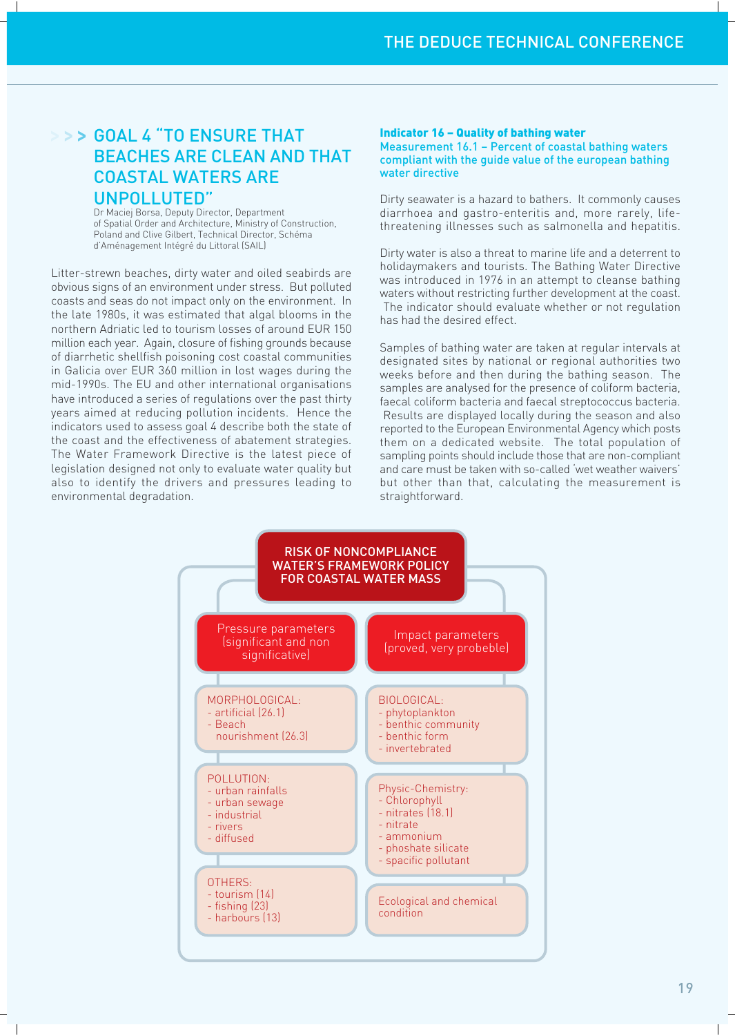## GOAL 4 "TO ENSURE THAT BEACHES ARE CLEAN AND THAT COASTAL WATERS ARE UNPOLLUTED"

Dr Maciej Borsa, Deputy Director, Department of Spatial Order and Architecture, Ministry of Construction, Poland and Clive Gilbert, Technical Director, Schéma d'Aménagement Intégré du Littoral (SAIL)

Litter-strewn beaches, dirty water and oiled seabirds are obvious signs of an environment under stress. But polluted coasts and seas do not impact only on the environment. In the late 1980s, it was estimated that algal blooms in the northern Adriatic led to tourism losses of around EUR 150 million each year. Again, closure of fishing grounds because of diarrhetic shellfish poisoning cost coastal communities in Galicia over EUR 360 million in lost wages during the mid-1990s. The EU and other international organisations have introduced a series of regulations over the past thirty years aimed at reducing pollution incidents. Hence the indicators used to assess goal 4 describe both the state of the coast and the effectiveness of abatement strategies. The Water Framework Directive is the latest piece of legislation designed not only to evaluate water quality but also to identify the drivers and pressures leading to environmental degradation.

### Indicator 16 – Quality of bathing water

**Measurement 16.1 – Percent of coastal bathing waters compliant with the guide value of the european bathing water directive**

Dirty seawater is a hazard to bathers. It commonly causes diarrhoea and gastro-enteritis and, more rarely, life-threatening illnesses such as salmonella and hepatitis.

Dirty water is also a threat to marine life and a deterrent to holidaymakers and tourists. The Bathing Water Directive was introduced in 1976 in an attempt to cleanse bathing waters without restricting further development at the coast. The indicator should evaluate whether or not regulation has had the desired effect.

Samples of bathing water are taken at regular intervals at designated sites by national or regional authorities two weeks before and then during the bathing season. The samples are analysed for the presence of coliform bacteria, faecal coliform bacteria and faecal streptococcus bacteria. Results are displayed locally during the season and also reported to the European Environmental Agency which posts them on a dedicated website. The total population of sampling points should include those that are non-compliant and care must be taken with so-called 'wet weather waivers' but other than that, calculating the measurement is straightforward.

**RISK OF NONCOMPLIANCE WATER'S FRAMEWORK POLICY FOR COASTAL WATER MASS**

| Pressure parameters (significant and non significative) | Impact parameters (proved, very probeble) |
|---|---|
| MORPHOLOGICAL:<br>- artificial (26.1)<br>- Beach nourishment (26.3) | BIOLOGICAL:<br>- phytoplankton<br>- benthic community<br>- benthic form<br>- invertebrated |
| POLLUTION:<br>- urban rainfalls<br>- urban sewage<br>- industrial<br>- rivers<br>- diffused | Physic-Chemistry:<br>- Chlorophyll<br>- nitrates (18.1)<br>- nitrate<br>- ammonium<br>- phoshate silicate<br>- spacific pollutant |
| OTHERS:<br>- tourism (14)<br>- fishing (23)<br>- harbours (13) | Ecological and chemical condition |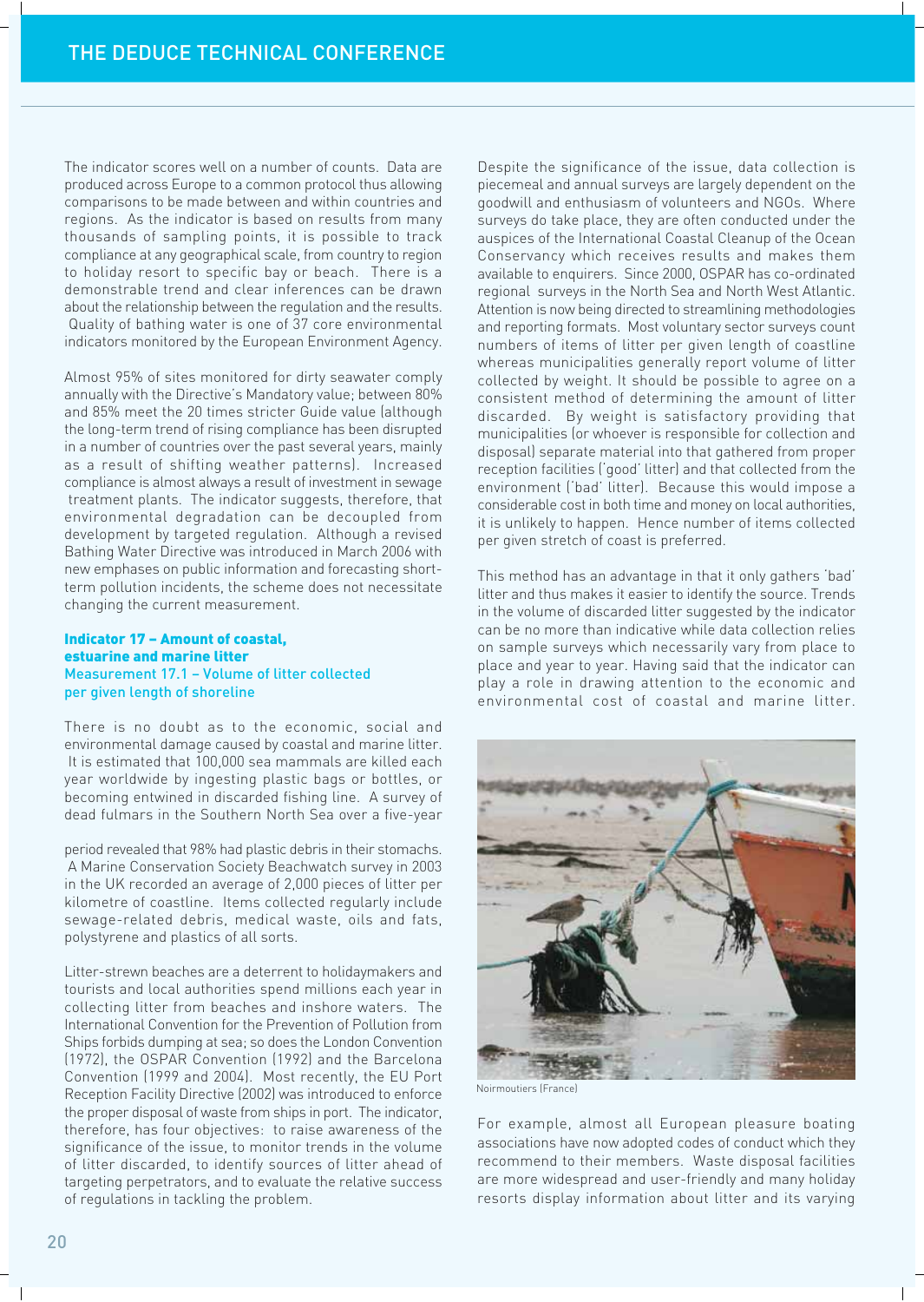The indicator scores well on a number of counts. Data are produced across Europe to a common protocol thus allowing comparisons to be made between and within countries and regions. As the indicator is based on results from many thousands of sampling points, it is possible to track compliance at any geographical scale, from country to region to holiday resort to specific bay or beach. There is a demonstrable trend and clear inferences can be drawn about the relationship between the regulation and the results. Quality of bathing water is one of 37 core environmental indicators monitored by the European Environment Agency.

Almost 95% of sites monitored for dirty seawater comply annually with the Directive's Mandatory value; between 80% and 85% meet the 20 times stricter Guide value (although the long-term trend of rising compliance has been disrupted in a number of countries over the past several years, mainly as a result of shifting weather patterns). Increased compliance is almost always a result of investment in sewage treatment plants. The indicator suggests, therefore, that environmental degradation can be decoupled from development by targeted regulation. Although a revised Bathing Water Directive was introduced in March 2006 with new emphases on public information and forecasting short-term pollution incidents, the scheme does not necessitate changing the current measurement.

### Indicator 17 – Amount of coastal, estuarine and marine litter

#### Measurement 17.1 – Volume of litter collected per given length of shoreline

There is no doubt as to the economic, social and environmental damage caused by coastal and marine litter. It is estimated that 100,000 sea mammals are killed each year worldwide by ingesting plastic bags or bottles, or becoming entwined in discarded fishing line. A survey of dead fulmars in the Southern North Sea over a five-year period revealed that 98% had plastic debris in their stomachs. A Marine Conservation Society Beachwatch survey in 2003 in the UK recorded an average of 2,000 pieces of litter per kilometre of coastline. Items collected regularly include sewage-related debris, medical waste, oils and fats, polystyrene and plastics of all sorts.

Litter-strewn beaches are a deterrent to holidaymakers and tourists and local authorities spend millions each year in collecting litter from beaches and inshore waters. The International Convention for the Prevention of Pollution from Ships forbids dumping at sea; so does the London Convention (1972), the OSPAR Convention (1992) and the Barcelona Convention (1999 and 2004). Most recently, the EU Port Reception Facility Directive (2002) was introduced to enforce the proper disposal of waste from ships in port. The indicator, therefore, has four objectives: to raise awareness of the significance of the issue, to monitor trends in the volume of litter discarded, to identify sources of litter ahead of targeting perpetrators, and to evaluate the relative success of regulations in tackling the problem.

Despite the significance of the issue, data collection is piecemeal and annual surveys are largely dependent on the goodwill and enthusiasm of volunteers and NGOs. Where surveys do take place, they are often conducted under the auspices of the International Coastal Cleanup of the Ocean Conservancy which receives results and makes them available to enquirers. Since 2000, OSPAR has co-ordinated regional surveys in the North Sea and North West Atlantic. Attention is now being directed to streamlining methodologies and reporting formats. Most voluntary sector surveys count numbers of items of litter per given length of coastline whereas municipalities generally report volume of litter collected by weight. It should be possible to agree on a consistent method of determining the amount of litter discarded. By weight is satisfactory providing that municipalities (or whoever is responsible for collection and disposal) separate material into that gathered from proper reception facilities ('good' litter) and that collected from the environment ('bad' litter). Because this would impose a considerable cost in both time and money on local authorities, it is unlikely to happen. Hence number of items collected per given stretch of coast is preferred.

This method has an advantage in that it only gathers 'bad' litter and thus makes it easier to identify the source. Trends in the volume of discarded litter suggested by the indicator can be no more than indicative while data collection relies on sample surveys which necessarily vary from place to place and year to year. Having said that the indicator can play a role in drawing attention to the economic and environmental cost of coastal and marine litter.

Noirmoutiers (France)

For example, almost all European pleasure boating associations have now adopted codes of conduct which they recommend to their members. Waste disposal facilities are more widespread and user-friendly and many holiday resorts display information about litter and its varying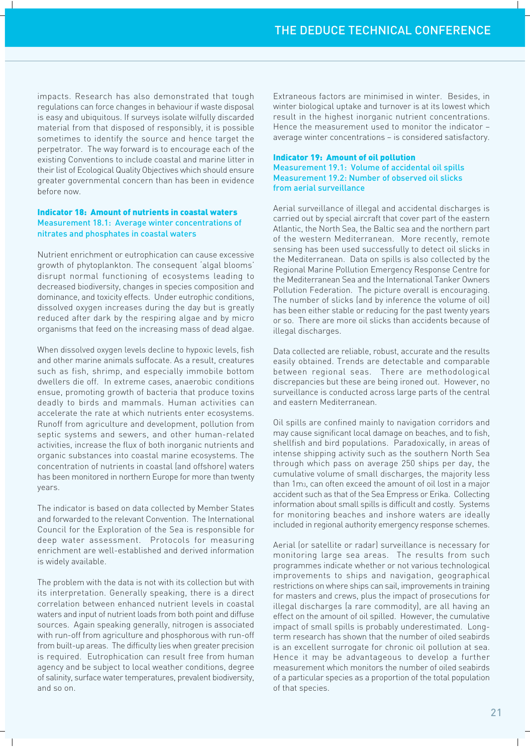impacts. Research has also demonstrated that tough regulations can force changes in behaviour if waste disposal is easy and ubiquitous. If surveys isolate wilfully discarded material from that disposed of responsibly, it is possible sometimes to identify the source and hence target the perpetrator. The way forward is to encourage each of the existing Conventions to include coastal and marine litter in their list of Ecological Quality Objectives which should ensure greater governmental concern than has been in evidence before now.

### Indicator 18: Amount of nutrients in coastal waters

#### Measurement 18.1: Average winter concentrations of nitrates and phosphates in coastal waters

Nutrient enrichment or eutrophication can cause excessive growth of phytoplankton. The consequent 'algal blooms' disrupt normal functioning of ecosystems leading to decreased biodiversity, changes in species composition and dominance, and toxicity effects. Under eutrophic conditions, dissolved oxygen increases during the day but is greatly reduced after dark by the respiring algae and by micro organisms that feed on the increasing mass of dead algae.

When dissolved oxygen levels decline to hypoxic levels, fish and other marine animals suffocate. As a result, creatures such as fish, shrimp, and especially immobile bottom dwellers die off. In extreme cases, anaerobic conditions ensue, promoting growth of bacteria that produce toxins deadly to birds and mammals. Human activities can accelerate the rate at which nutrients enter ecosystems. Runoff from agriculture and development, pollution from septic systems and sewers, and other human-related activities, increase the flux of both inorganic nutrients and organic substances into coastal marine ecosystems. The concentration of nutrients in coastal (and offshore) waters has been monitored in northern Europe for more than twenty years.

The indicator is based on data collected by Member States and forwarded to the relevant Convention. The International Council for the Exploration of the Sea is responsible for deep water assessment. Protocols for measuring enrichment are well-established and derived information is widely available.

The problem with the data is not with its collection but with its interpretation. Generally speaking, there is a direct correlation between enhanced nutrient levels in coastal waters and input of nutrient loads from both point and diffuse sources. Again speaking generally, nitrogen is associated with run-off from agriculture and phosphorous with run-off from built-up areas. The difficulty lies when greater precision is required. Eutrophication can result free from human agency and be subject to local weather conditions, degree of salinity, surface water temperatures, prevalent biodiversity, and so on.

Extraneous factors are minimised in winter. Besides, in winter biological uptake and turnover is at its lowest which result in the highest inorganic nutrient concentrations. Hence the measurement used to monitor the indicator – average winter concentrations – is considered satisfactory.

### Indicator 19: Amount of oil pollution

#### Measurement 19.1: Volume of accidental oil spills

#### Measurement 19.2: Number of observed oil slicks from aerial surveillance

Aerial surveillance of illegal and accidental discharges is carried out by special aircraft that cover part of the eastern Atlantic, the North Sea, the Baltic sea and the northern part of the western Mediterranean. More recently, remote sensing has been used successfully to detect oil slicks in the Mediterranean. Data on spills is also collected by the Regional Marine Pollution Emergency Response Centre for the Mediterranean Sea and the International Tanker Owners Pollution Federation. The picture overall is encouraging. The number of slicks (and by inference the volume of oil) has been either stable or reducing for the past twenty years or so. There are more oil slicks than accidents because of illegal discharges.

Data collected are reliable, robust, accurate and the results easily obtained. Trends are detectable and comparable between regional seas. There are methodological discrepancies but these are being ironed out. However, no surveillance is conducted across large parts of the central and eastern Mediterranean.

Oil spills are confined mainly to navigation corridors and may cause significant local damage on beaches, and to fish, shellfish and bird populations. Paradoxically, in areas of intense shipping activity such as the southern North Sea through which pass on average 250 ships per day, the cumulative volume of small discharges, the majority less than 1m$^3$, can often exceed the amount of oil lost in a major accident such as that of the Sea Empress or Erika. Collecting information about small spills is difficult and costly. Systems for monitoring beaches and inshore waters are ideally included in regional authority emergency response schemes.

Aerial (or satellite or radar) surveillance is necessary for monitoring large sea areas. The results from such programmes indicate whether or not various technological improvements to ships and navigation, geographical restrictions on where ships can sail, improvements in training for masters and crews, plus the impact of prosecutions for illegal discharges (a rare commodity), are all having an effect on the amount of oil spilled. However, the cumulative impact of small spills is probably underestimated. Long-term research has shown that the number of oiled seabirds is an excellent surrogate for chronic oil pollution at sea. Hence it may be advantageous to develop a further measurement which monitors the number of oiled seabirds of a particular species as a proportion of the total population of that species.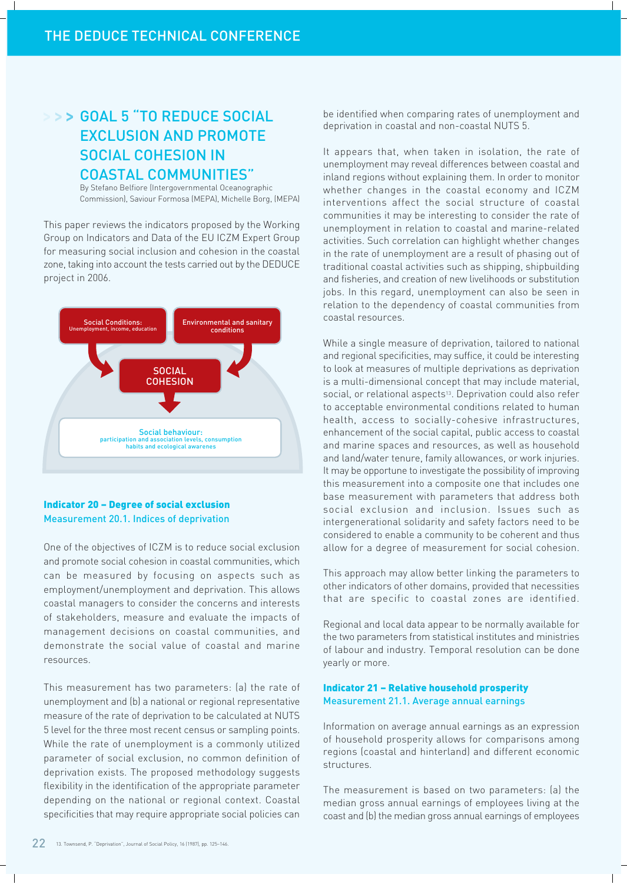## GOAL 5 "TO REDUCE SOCIAL EXCLUSION AND PROMOTE SOCIAL COHESION IN COASTAL COMMUNITIES"

By Stefano Belfiore (Intergovernmental Oceanographic Commission), Saviour Formosa (MEPA), Michelle Borg, (MEPA)

This paper reviews the indicators proposed by the Working Group on Indicators and Data of the EU ICZM Expert Group for measuring social inclusion and cohesion in the coastal zone, taking into account the tests carried out by the DEDUCE project in 2006.

Social Conditions: Unemployment, income, education

Environmental and sanitary conditions

SOCIAL COHESION

Social behaviour: participation and association levels, consumption habits and ecological awareness

### Indicator 20 – Degree of social exclusion

#### Measurement 20.1. Indices of deprivation

One of the objectives of ICZM is to reduce social exclusion and promote social cohesion in coastal communities, which can be measured by focusing on aspects such as employment/unemployment and deprivation. This allows coastal managers to consider the concerns and interests of stakeholders, measure and evaluate the impacts of management decisions on coastal communities, and demonstrate the social value of coastal and marine resources.

This measurement has two parameters: (a) the rate of unemployment and (b) a national or regional representative measure of the rate of deprivation to be calculated at NUTS 5 level for the three most recent census or sampling points. While the rate of unemployment is a commonly utilized parameter of social exclusion, no common definition of deprivation exists. The proposed methodology suggests flexibility in the identification of the appropriate parameter depending on the national or regional context. Coastal specificities that may require appropriate social policies can be identified when comparing rates of unemployment and deprivation in coastal and non-coastal NUTS 5.

It appears that, when taken in isolation, the rate of unemployment may reveal differences between coastal and inland regions without explaining them. In order to monitor whether changes in the coastal economy and ICZM interventions affect the social structure of coastal communities it may be interesting to consider the rate of unemployment in relation to coastal and marine-related activities. Such correlation can highlight whether changes in the rate of unemployment are a result of phasing out of traditional coastal activities such as shipping, shipbuilding and fisheries, and creation of new livelihoods or substitution jobs. In this regard, unemployment can also be seen in relation to the dependency of coastal communities from coastal resources.

While a single measure of deprivation, tailored to national and regional specificities, may suffice, it could be interesting to look at measures of multiple deprivations as deprivation is a multi-dimensional concept that may include material, social, or relational aspects[13]. Deprivation could also refer to acceptable environmental conditions related to human health, access to socially-cohesive infrastructures, enhancement of the social capital, public access to coastal and marine spaces and resources, as well as household and land/water tenure, family allowances, or work injuries. It may be opportune to investigate the possibility of improving this measurement into a composite one that includes one base measurement with parameters that address both social exclusion and inclusion. Issues such as intergenerational solidarity and safety factors need to be considered to enable a community to be coherent and thus allow for a degree of measurement for social cohesion.

This approach may allow better linking the parameters to other indicators of other domains, provided that necessities that are specific to coastal zones are identified.

Regional and local data appear to be normally available for the two parameters from statistical institutes and ministries of labour and industry. Temporal resolution can be done yearly or more.

### Indicator 21 – Relative household prosperity

#### Measurement 21.1. Average annual earnings

Information on average annual earnings as an expression of household prosperity allows for comparisons among regions (coastal and hinterland) and different economic structures.

The measurement is based on two parameters: (a) the median gross annual earnings of employees living at the coast and (b) the median gross annual earnings of employees

13. Townsend, P. "Deprivation", Journal of Social Policy, 16 (1987), pp. 125–146.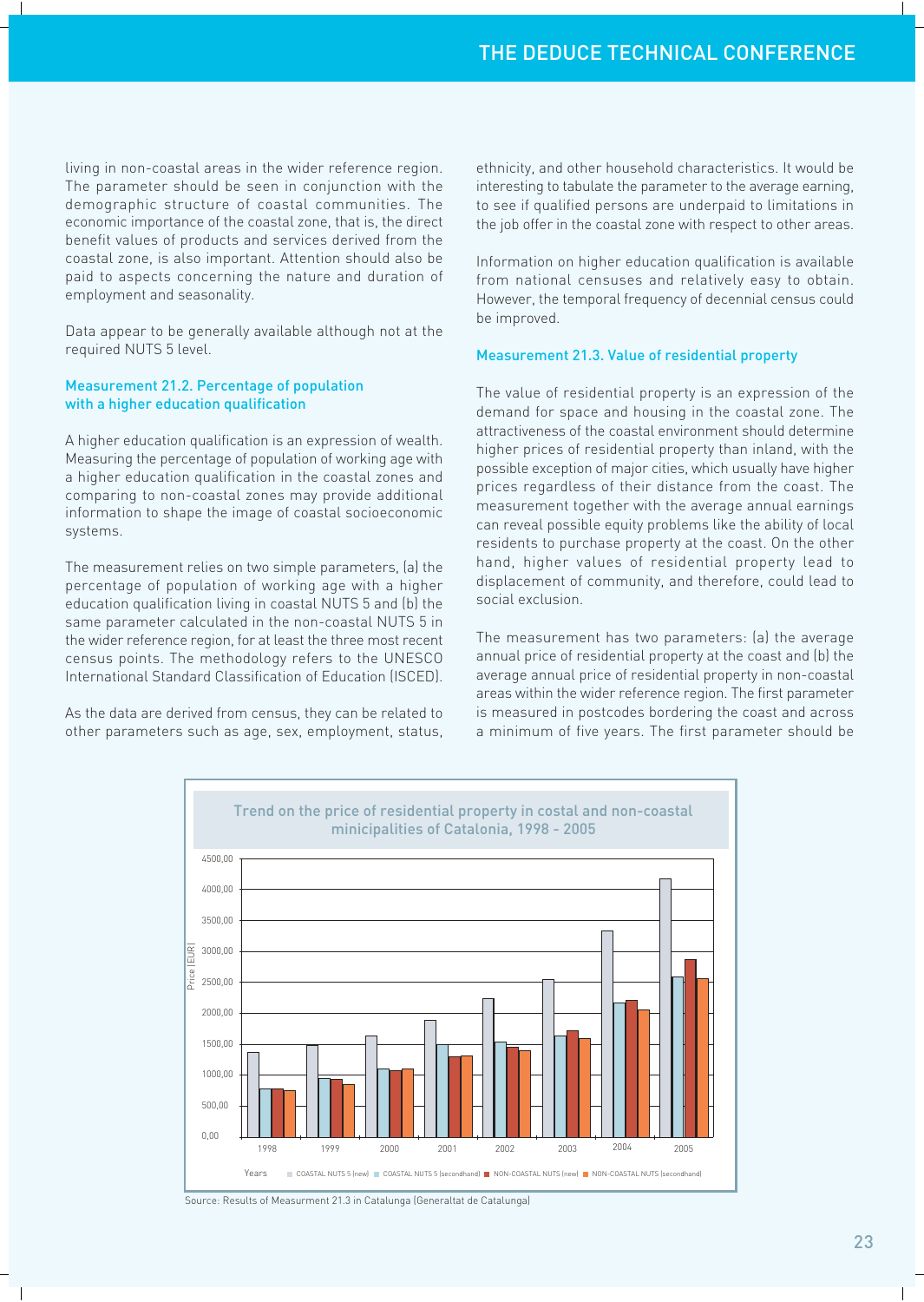living in non-coastal areas in the wider reference region. The parameter should be seen in conjunction with the demographic structure of coastal communities. The economic importance of the coastal zone, that is, the direct benefit values of products and services derived from the coastal zone, is also important. Attention should also be paid to aspects concerning the nature and duration of employment and seasonality.

Data appear to be generally available although not at the required NUTS 5 level.

### Measurement 21.2. Percentage of population with a higher education qualification

A higher education qualification is an expression of wealth. Measuring the percentage of population of working age with a higher education qualification in the coastal zones and comparing to non-coastal zones may provide additional information to shape the image of coastal socioeconomic systems.

The measurement relies on two simple parameters, (a) the percentage of population of working age with a higher education qualification living in coastal NUTS 5 and (b) the same parameter calculated in the non-coastal NUTS 5 in the wider reference region, for at least the three most recent census points. The methodology refers to the UNESCO International Standard Classification of Education (ISCED).

As the data are derived from census, they can be related to other parameters such as age, sex, employment, status, ethnicity, and other household characteristics. It would be interesting to tabulate the parameter to the average earning, to see if qualified persons are underpaid to limitations in the job offer in the coastal zone with respect to other areas.

Information on higher education qualification is available from national censuses and relatively easy to obtain. However, the temporal frequency of decennial census could be improved.

### Measurement 21.3. Value of residential property

The value of residential property is an expression of the demand for space and housing in the coastal zone. The attractiveness of the coastal environment should determine higher prices of residential property than inland, with the possible exception of major cities, which usually have higher prices regardless of their distance from the coast. The measurement together with the average annual earnings can reveal possible equity problems like the ability of local residents to purchase property at the coast. On the other hand, higher values of residential property lead to displacement of community, and therefore, could lead to social exclusion.

The measurement has two parameters: (a) the average annual price of residential property at the coast and (b) the average annual price of residential property in non-coastal areas within the wider reference region. The first parameter is measured in postcodes bordering the coast and across a minimum of five years. The first parameter should be

Trend on the price of residential property in costal and non-coastal minicipalities of Catalonia, 1998 - 2005

Source: Results of Measurment 21.3 in Catalunga (Generaltat de Catalunga)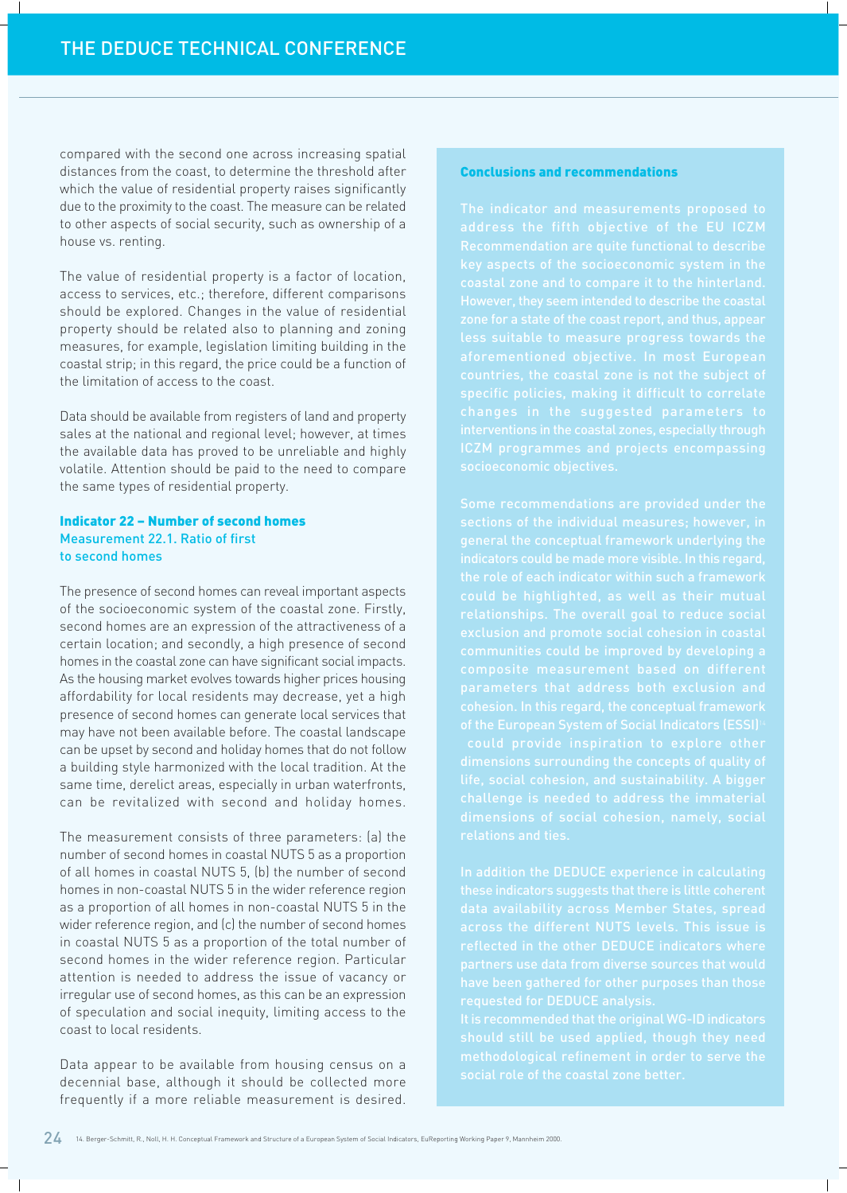compared with the second one across increasing spatial distances from the coast, to determine the threshold after which the value of residential property raises significantly due to the proximity to the coast. The measure can be related to other aspects of social security, such as ownership of a house vs. renting.

The value of residential property is a factor of location, access to services, etc.; therefore, different comparisons should be explored. Changes in the value of residential property should be related also to planning and zoning measures, for example, legislation limiting building in the coastal strip; in this regard, the price could be a function of the limitation of access to the coast.

Data should be available from registers of land and property sales at the national and regional level; however, at times the available data has proved to be unreliable and highly volatile. Attention should be paid to the need to compare the same types of residential property.

### Indicator 22 – Number of second homes

#### Measurement 22.1. Ratio of first to second homes

The presence of second homes can reveal important aspects of the socioeconomic system of the coastal zone. Firstly, second homes are an expression of the attractiveness of a certain location; and secondly, a high presence of second homes in the coastal zone can have significant social impacts. As the housing market evolves towards higher prices housing affordability for local residents may decrease, yet a high presence of second homes can generate local services that may have not been available before. The coastal landscape can be upset by second and holiday homes that do not follow a building style harmonized with the local tradition. At the same time, derelict areas, especially in urban waterfronts, can be revitalized with second and holiday homes.

The measurement consists of three parameters: (a) the number of second homes in coastal NUTS 5 as a proportion of all homes in coastal NUTS 5, (b) the number of second homes in non-coastal NUTS 5 in the wider reference region as a proportion of all homes in non-coastal NUTS 5 in the wider reference region, and (c) the number of second homes in coastal NUTS 5 as a proportion of the total number of second homes in the wider reference region. Particular attention is needed to address the issue of vacancy or irregular use of second homes, as this can be an expression of speculation and social inequity, limiting access to the coast to local residents.

Data appear to be available from housing census on a decennial base, although it should be collected more frequently if a more reliable measurement is desired.

### Conclusions and recommendations

The indicator and measurements proposed to address the fifth objective of the EU ICZM Recommendation are quite functional to describe key aspects of the socioeconomic system in the coastal zone and to compare it to the hinterland. However, they seem intended to describe the coastal zone for a state of the coast report, and thus, appear less suitable to measure progress towards the aforementioned objective. In most European countries, the coastal zone is not the subject of specific policies, making it difficult to correlate changes in the suggested parameters to interventions in the coastal zones, especially through ICZM programmes and projects encompassing socioeconomic objectives.

Some recommendations are provided under the sections of the individual measures; however, in general the conceptual framework underlying the indicators could be made more visible. In this regard, the role of each indicator within such a framework could be highlighted, as well as their mutual relationships. The overall goal to reduce social exclusion and promote social cohesion in coastal communities could be improved by developing a composite measurement based on different parameters that address both exclusion and cohesion. In this regard, the conceptual framework of the European System of Social Indicators (ESSI)[14] could provide inspiration to explore other dimensions surrounding the concepts of quality of life, social cohesion, and sustainability. A bigger challenge is needed to address the immaterial dimensions of social cohesion, namely, social relations and ties.

In addition the DEDUCE experience in calculating these indicators suggests that there is little coherent data availability across Member States, spread across the different NUTS levels. This issue is reflected in the other DEDUCE indicators where partners use data from diverse sources that would have been gathered for other purposes than those requested for DEDUCE analysis.

It is recommended that the original WG-ID indicators should still be used applied, though they need methodological refinement in order to serve the social role of the coastal zone better.

14. Berger-Schmitt, R., Noll, H. H. Conceptual Framework and Structure of a European System of Social Indicators, EuReporting Working Paper 9, Mannheim 2000.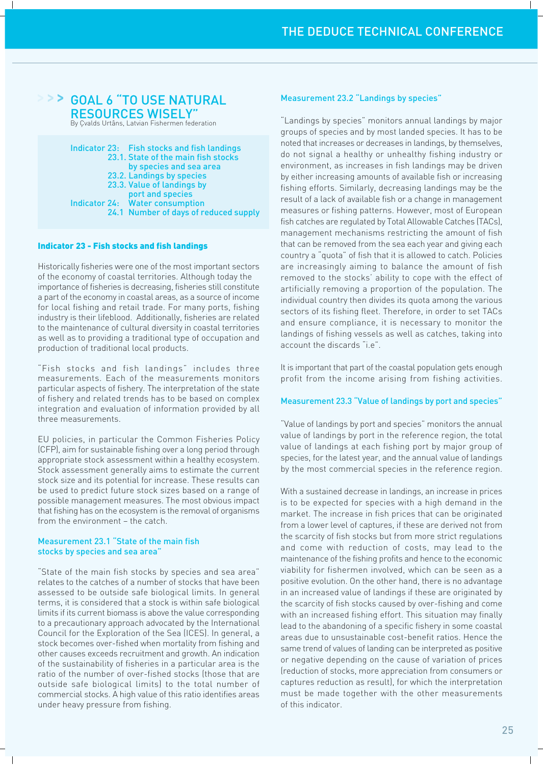# GOAL 6 "TO USE NATURAL RESOURCES WISELY"

By Çvalds Urtāns, Latvian Fishermen federation

Indicator 23: Fish stocks and fish landings
- 23.1. State of the main fish stocks by species and sea area
- 23.2. Landings by species
- 23.3. Value of landings by port and species

Indicator 24: Water consumption
- 24.1 Number of days of reduced supply

## Indicator 23 - Fish stocks and fish landings

Historically fisheries were one of the most important sectors of the economy of coastal territories. Although today the importance of fisheries is decreasing, fisheries still constitute a part of the economy in coastal areas, as a source of income for local fishing and retail trade. For many ports, fishing industry is their lifeblood. Additionally, fisheries are related to the maintenance of cultural diversity in coastal territories as well as to providing a traditional type of occupation and production of traditional local products.

"Fish stocks and fish landings" includes three measurements. Each of the measurements monitors particular aspects of fishery. The interpretation of the state of fishery and related trends has to be based on complex integration and evaluation of information provided by all three measurements.

EU policies, in particular the Common Fisheries Policy (CFP), aim for sustainable fishing over a long period through appropriate stock assessment within a healthy ecosystem. Stock assessment generally aims to estimate the current stock size and its potential for increase. These results can be used to predict future stock sizes based on a range of possible management measures. The most obvious impact that fishing has on the ecosystem is the removal of organisms from the environment – the catch.

### Measurement 23.1 "State of the main fish stocks by species and sea area"

"State of the main fish stocks by species and sea area" relates to the catches of a number of stocks that have been assessed to be outside safe biological limits. In general terms, it is considered that a stock is within safe biological limits if its current biomass is above the value corresponding to a precautionary approach advocated by the International Council for the Exploration of the Sea (ICES). In general, a stock becomes over-fished when mortality from fishing and other causes exceeds recruitment and growth. An indication of the sustainability of fisheries in a particular area is the ratio of the number of over-fished stocks (those that are outside safe biological limits) to the total number of commercial stocks. A high value of this ratio identifies areas under heavy pressure from fishing.

### Measurement 23.2 "Landings by species"

"Landings by species" monitors annual landings by major groups of species and by most landed species. It has to be noted that increases or decreases in landings, by themselves, do not signal a healthy or unhealthy fishing industry or environment, as increases in fish landings may be driven by either increasing amounts of available fish or increasing fishing efforts. Similarly, decreasing landings may be the result of a lack of available fish or a change in management measures or fishing patterns. However, most of European fish catches are regulated by Total Allowable Catches (TACs), management mechanisms restricting the amount of fish that can be removed from the sea each year and giving each country a "quota" of fish that it is allowed to catch. Policies are increasingly aiming to balance the amount of fish removed to the stocks' ability to cope with the effect of artificially removing a proportion of the population. The individual country then divides its quota among the various sectors of its fishing fleet. Therefore, in order to set TACs and ensure compliance, it is necessary to monitor the landings of fishing vessels as well as catches, taking into account the discards "i.e".

It is important that part of the coastal population gets enough profit from the income arising from fishing activities.

### Measurement 23.3 "Value of landings by port and species"

"Value of landings by port and species" monitors the annual value of landings by port in the reference region, the total value of landings at each fishing port by major group of species, for the latest year, and the annual value of landings by the most commercial species in the reference region.

With a sustained decrease in landings, an increase in prices is to be expected for species with a high demand in the market. The increase in fish prices that can be originated from a lower level of captures, if these are derived not from the scarcity of fish stocks but from more strict regulations and come with reduction of costs, may lead to the maintenance of the fishing profits and hence to the economic viability for fishermen involved, which can be seen as a positive evolution. On the other hand, there is no advantage in an increased value of landings if these are originated by the scarcity of fish stocks caused by over-fishing and come with an increased fishing effort. This situation may finally lead to the abandoning of a specific fishery in some coastal areas due to unsustainable cost-benefit ratios. Hence the same trend of values of landing can be interpreted as positive or negative depending on the cause of variation of prices (reduction of stocks, more appreciation from consumers or captures reduction as result), for which the interpretation must be made together with the other measurements of this indicator.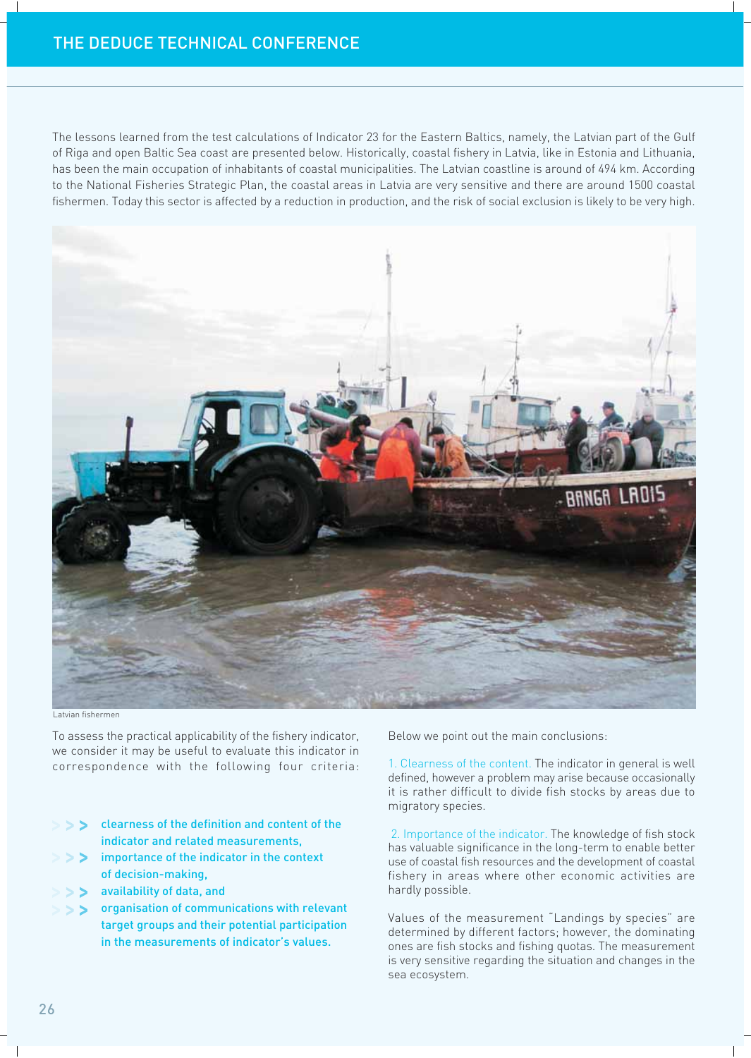The lessons learned from the test calculations of Indicator 23 for the Eastern Baltics, namely, the Latvian part of the Gulf of Riga and open Baltic Sea coast are presented below. Historically, coastal fishery in Latvia, like in Estonia and Lithuania, has been the main occupation of inhabitants of coastal municipalities. The Latvian coastline is around of 494 km. According to the National Fisheries Strategic Plan, the coastal areas in Latvia are very sensitive and there are around 1500 coastal fishermen. Today this sector is affected by a reduction in production, and the risk of social exclusion is likely to be very high.

Latvian fishermen

To assess the practical applicability of the fishery indicator, we consider it may be useful to evaluate this indicator in correspondence with the following four criteria:

- clearness of the definition and content of the indicator and related measurements,
- importance of the indicator in the context of decision-making,
- availability of data, and
- organisation of communications with relevant target groups and their potential participation in the measurements of indicator's values.

Below we point out the main conclusions:

1. Clearness of the content. The indicator in general is well defined, however a problem may arise because occasionally it is rather difficult to divide fish stocks by areas due to migratory species.

2. Importance of the indicator. The knowledge of fish stock has valuable significance in the long-term to enable better use of coastal fish resources and the development of coastal fishery in areas where other economic activities are hardly possible.

Values of the measurement "Landings by species" are determined by different factors; however, the dominating ones are fish stocks and fishing quotas. The measurement is very sensitive regarding the situation and changes in the sea ecosystem.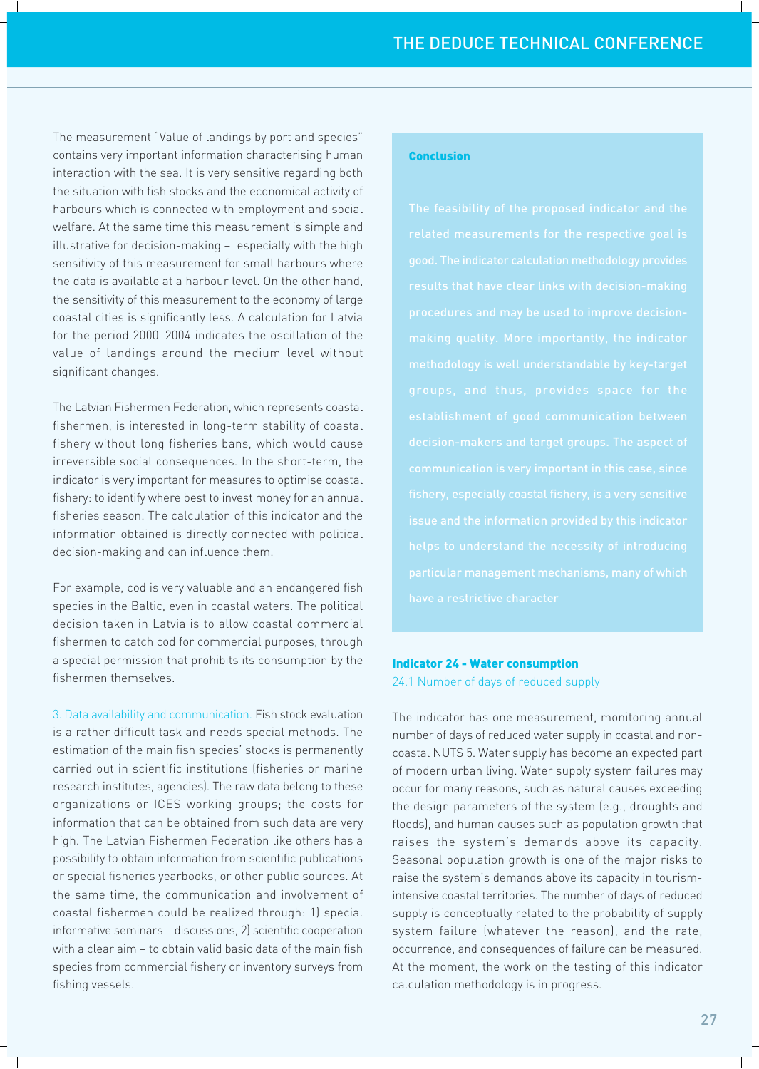The measurement "Value of landings by port and species" contains very important information characterising human interaction with the sea. It is very sensitive regarding both the situation with fish stocks and the economical activity of harbours which is connected with employment and social welfare. At the same time this measurement is simple and illustrative for decision-making – especially with the high sensitivity of this measurement for small harbours where the data is available at a harbour level. On the other hand, the sensitivity of this measurement to the economy of large coastal cities is significantly less. A calculation for Latvia for the period 2000–2004 indicates the oscillation of the value of landings around the medium level without significant changes.

The Latvian Fishermen Federation, which represents coastal fishermen, is interested in long-term stability of coastal fishery without long fisheries bans, which would cause irreversible social consequences. In the short-term, the indicator is very important for measures to optimise coastal fishery: to identify where best to invest money for an annual fisheries season. The calculation of this indicator and the information obtained is directly connected with political decision-making and can influence them.

For example, cod is very valuable and an endangered fish species in the Baltic, even in coastal waters. The political decision taken in Latvia is to allow coastal commercial fishermen to catch cod for commercial purposes, through a special permission that prohibits its consumption by the fishermen themselves.

3. Data availability and communication. Fish stock evaluation is a rather difficult task and needs special methods. The estimation of the main fish species' stocks is permanently carried out in scientific institutions (fisheries or marine research institutes, agencies). The raw data belong to these organizations or ICES working groups; the costs for information that can be obtained from such data are very high. The Latvian Fishermen Federation like others has a possibility to obtain information from scientific publications or special fisheries yearbooks, or other public sources. At the same time, the communication and involvement of coastal fishermen could be realized through: 1) special informative seminars – discussions, 2) scientific cooperation with a clear aim – to obtain valid basic data of the main fish species from commercial fishery or inventory surveys from fishing vessels.

**Conclusion**

The feasibility of the proposed indicator and the related measurements for the respective goal is good. The indicator calculation methodology provides results that have clear links with decision-making procedures and may be used to improve decision-making quality. More importantly, the indicator methodology is well understandable by key-target groups, and thus, provides space for the establishment of good communication between decision-makers and target groups. The aspect of communication is very important in this case, since fishery, especially coastal fishery, is a very sensitive issue and the information provided by this indicator helps to understand the necessity of introducing particular management mechanisms, many of which have a restrictive character

### Indicator 24 - Water consumption

24.1 Number of days of reduced supply

The indicator has one measurement, monitoring annual number of days of reduced water supply in coastal and non-coastal NUTS 5. Water supply has become an expected part of modern urban living. Water supply system failures may occur for many reasons, such as natural causes exceeding the design parameters of the system (e.g., droughts and floods), and human causes such as population growth that raises the system's demands above its capacity. Seasonal population growth is one of the major risks to raise the system's demands above its capacity in tourism-intensive coastal territories. The number of days of reduced supply is conceptually related to the probability of supply system failure (whatever the reason), and the rate, occurrence, and consequences of failure can be measured. At the moment, the work on the testing of this indicator calculation methodology is in progress.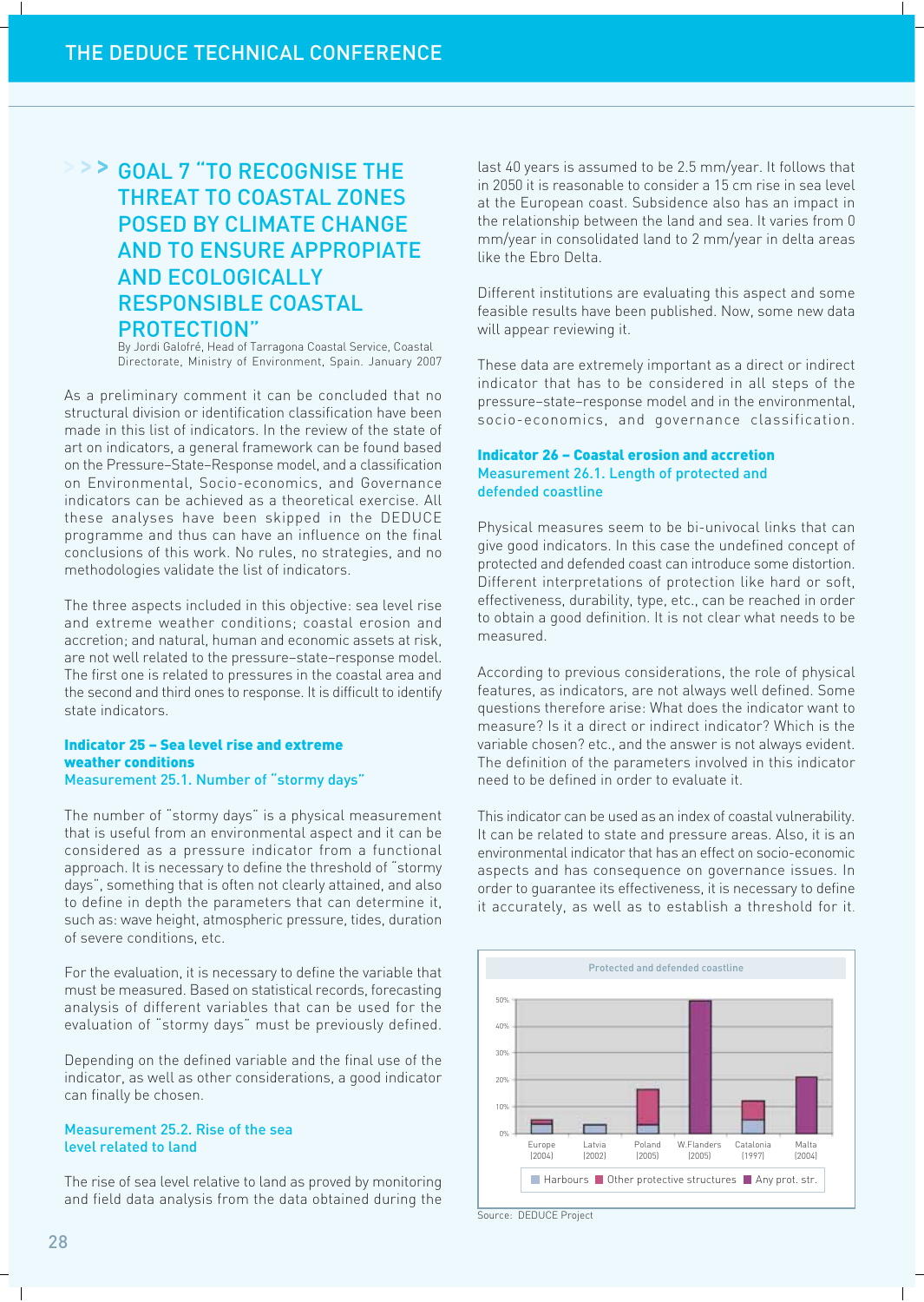# GOAL 7 "TO RECOGNISE THE THREAT TO COASTAL ZONES POSED BY CLIMATE CHANGE AND TO ENSURE APPROPIATE AND ECOLOGICALLY RESPONSIBLE COASTAL PROTECTION"

By Jordi Galofré, Head of Tarragona Coastal Service, Coastal Directorate, Ministry of Environment, Spain. January 2007

As a preliminary comment it can be concluded that no structural division or identification classification have been made in this list of indicators. In the review of the state of art on indicators, a general framework can be found based on the Pressure–State–Response model, and a classification on Environmental, Socio-economics, and Governance indicators can be achieved as a theoretical exercise. All these analyses have been skipped in the DEDUCE programme and thus can have an influence on the final conclusions of this work. No rules, no strategies, and no methodologies validate the list of indicators.

The three aspects included in this objective: sea level rise and extreme weather conditions; coastal erosion and accretion; and natural, human and economic assets at risk, are not well related to the pressure–state–response model. The first one is related to pressures in the coastal area and the second and third ones to response. It is difficult to identify state indicators.

### Indicator 25 – Sea level rise and extreme weather conditions

#### Measurement 25.1. Number of "stormy days"

The number of "stormy days" is a physical measurement that is useful from an environmental aspect and it can be considered as a pressure indicator from a functional approach. It is necessary to define the threshold of "stormy days", something that is often not clearly attained, and also to define in depth the parameters that can determine it, such as: wave height, atmospheric pressure, tides, duration of severe conditions, etc.

For the evaluation, it is necessary to define the variable that must be measured. Based on statistical records, forecasting analysis of different variables that can be used for the evaluation of "stormy days" must be previously defined.

Depending on the defined variable and the final use of the indicator, as well as other considerations, a good indicator can finally be chosen.

#### Measurement 25.2. Rise of the sea level related to land

The rise of sea level relative to land as proved by monitoring and field data analysis from the data obtained during the last 40 years is assumed to be 2.5 mm/year. It follows that in 2050 it is reasonable to consider a 15 cm rise in sea level at the European coast. Subsidence also has an impact in the relationship between the land and sea. It varies from 0 mm/year in consolidated land to 2 mm/year in delta areas like the Ebro Delta.

Different institutions are evaluating this aspect and some feasible results have been published. Now, some new data will appear reviewing it.

These data are extremely important as a direct or indirect indicator that has to be considered in all steps of the pressure–state–response model and in the environmental, socio-economics, and governance classification.

### Indicator 26 – Coastal erosion and accretion

#### Measurement 26.1. Length of protected and defended coastline

Physical measures seem to be bi-univocal links that can give good indicators. In this case the undefined concept of protected and defended coast can introduce some distortion. Different interpretations of protection like hard or soft, effectiveness, durability, type, etc., can be reached in order to obtain a good definition. It is not clear what needs to be measured.

According to previous considerations, the role of physical features, as indicators, are not always well defined. Some questions therefore arise: What does the indicator want to measure? Is it a direct or indirect indicator? Which is the variable chosen? etc., and the answer is not always evident. The definition of the parameters involved in this indicator need to be defined in order to evaluate it.

This indicator can be used as an index of coastal vulnerability. It can be related to state and pressure areas. Also, it is an environmental indicator that has an effect on socio-economic aspects and has consequence on governance issues. In order to guarantee its effectiveness, it is necessary to define it accurately, as well as to establish a threshold for it.

**Protected and defended coastline**

(Bar chart, 0%–50%: Europe (2004), Latvia (2002), Poland (2005), W.Flanders (2005), Catalonia (1997), Malta (2004). Legend: Harbours; Other protective structures; Any prot. str.)

Source: DEDUCE Project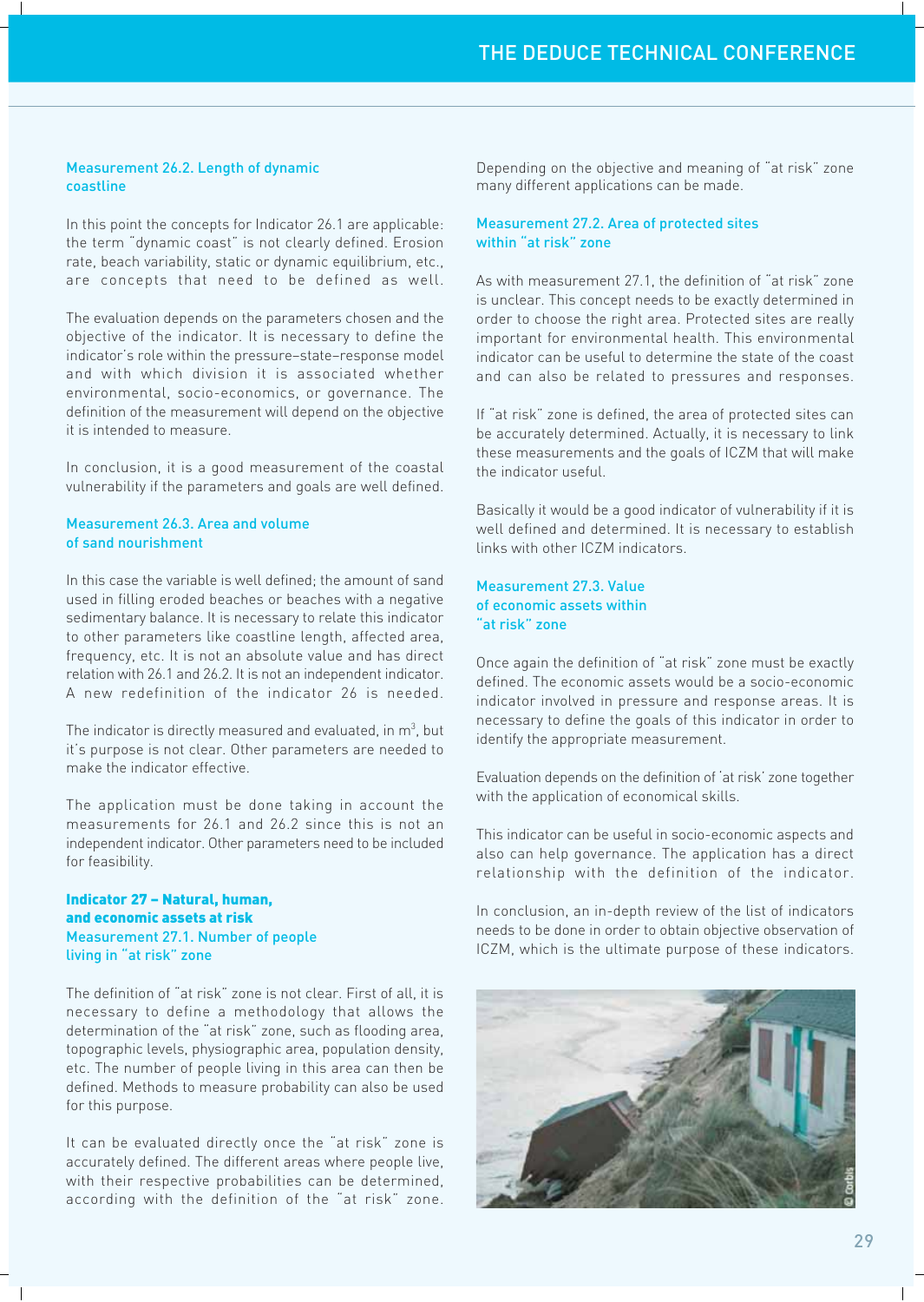### Measurement 26.2. Length of dynamic coastline

In this point the concepts for Indicator 26.1 are applicable: the term "dynamic coast" is not clearly defined. Erosion rate, beach variability, static or dynamic equilibrium, etc., are concepts that need to be defined as well.

The evaluation depends on the parameters chosen and the objective of the indicator. It is necessary to define the indicator's role within the pressure–state–response model and with which division it is associated whether environmental, socio-economics, or governance. The definition of the measurement will depend on the objective it is intended to measure.

In conclusion, it is a good measurement of the coastal vulnerability if the parameters and goals are well defined.

### Measurement 26.3. Area and volume of sand nourishment

In this case the variable is well defined; the amount of sand used in filling eroded beaches or beaches with a negative sedimentary balance. It is necessary to relate this indicator to other parameters like coastline length, affected area, frequency, etc. It is not an absolute value and has direct relation with 26.1 and 26.2. It is not an independent indicator. A new redefinition of the indicator 26 is needed.

The indicator is directly measured and evaluated, in $m^3$, but it's purpose is not clear. Other parameters are needed to make the indicator effective.

The application must be done taking in account the measurements for 26.1 and 26.2 since this is not an independent indicator. Other parameters need to be included for feasibility.

## Indicator 27 – Natural, human, and economic assets at risk

### Measurement 27.1. Number of people living in "at risk" zone

The definition of "at risk" zone is not clear. First of all, it is necessary to define a methodology that allows the determination of the "at risk" zone, such as flooding area, topographic levels, physiographic area, population density, etc. The number of people living in this area can then be defined. Methods to measure probability can also be used for this purpose.

It can be evaluated directly once the "at risk" zone is accurately defined. The different areas where people live, with their respective probabilities can be determined, according with the definition of the "at risk" zone. Depending on the objective and meaning of "at risk" zone many different applications can be made.

### Measurement 27.2. Area of protected sites within "at risk" zone

As with measurement 27.1, the definition of "at risk" zone is unclear. This concept needs to be exactly determined in order to choose the right area. Protected sites are really important for environmental health. This environmental indicator can be useful to determine the state of the coast and can also be related to pressures and responses.

If "at risk" zone is defined, the area of protected sites can be accurately determined. Actually, it is necessary to link these measurements and the goals of ICZM that will make the indicator useful.

Basically it would be a good indicator of vulnerability if it is well defined and determined. It is necessary to establish links with other ICZM indicators.

### Measurement 27.3. Value of economic assets within "at risk" zone

Once again the definition of "at risk" zone must be exactly defined. The economic assets would be a socio-economic indicator involved in pressure and response areas. It is necessary to define the goals of this indicator in order to identify the appropriate measurement.

Evaluation depends on the definition of 'at risk' zone together with the application of economical skills.

This indicator can be useful in socio-economic aspects and also can help governance. The application has a direct relationship with the definition of the indicator.

In conclusion, an in-depth review of the list of indicators needs to be done in order to obtain objective observation of ICZM, which is the ultimate purpose of these indicators.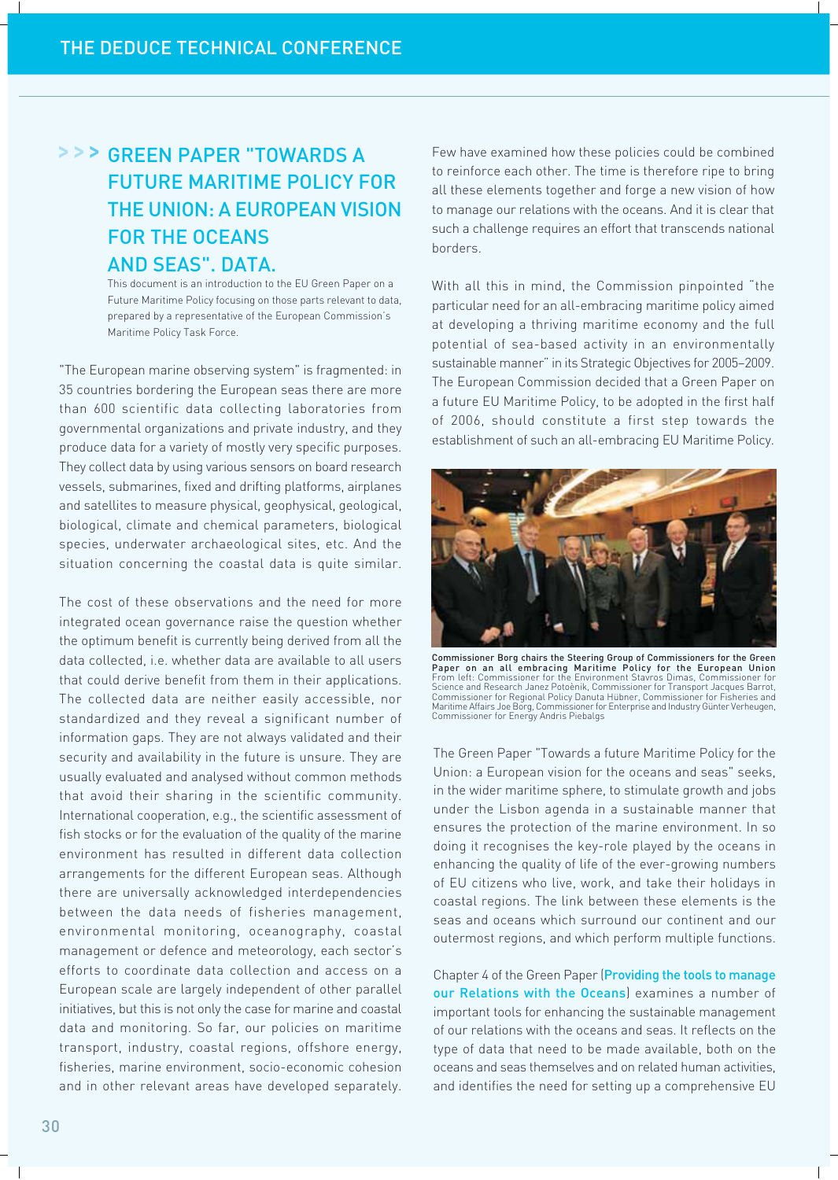## > > > GREEN PAPER "TOWARDS A FUTURE MARITIME POLICY FOR THE UNION: A EUROPEAN VISION FOR THE OCEANS AND SEAS". DATA.

This document is an introduction to the EU Green Paper on a Future Maritime Policy focusing on those parts relevant to data, prepared by a representative of the European Commission's Maritime Policy Task Force.

"The European marine observing system" is fragmented: in 35 countries bordering the European seas there are more than 600 scientific data collecting laboratories from governmental organizations and private industry, and they produce data for a variety of mostly very specific purposes. They collect data by using various sensors on board research vessels, submarines, fixed and drifting platforms, airplanes and satellites to measure physical, geophysical, geological, biological, climate and chemical parameters, biological species, underwater archaeological sites, etc. And the situation concerning the coastal data is quite similar.

The cost of these observations and the need for more integrated ocean governance raise the question whether the optimum benefit is currently being derived from all the data collected, i.e. whether data are available to all users that could derive benefit from them in their applications. The collected data are neither easily accessible, nor standardized and they reveal a significant number of information gaps. They are not always validated and their security and availability in the future is unsure. They are usually evaluated and analysed without common methods that avoid their sharing in the scientific community. International cooperation, e.g., the scientific assessment of fish stocks or for the evaluation of the quality of the marine environment has resulted in different data collection arrangements for the different European seas. Although there are universally acknowledged interdependencies between the data needs of fisheries management, environmental monitoring, oceanography, coastal management or defence and meteorology, each sector's efforts to coordinate data collection and access on a European scale are largely independent of other parallel initiatives, but this is not only the case for marine and coastal data and monitoring. So far, our policies on maritime transport, industry, coastal regions, offshore energy, fisheries, marine environment, socio-economic cohesion and in other relevant areas have developed separately. Few have examined how these policies could be combined to reinforce each other. The time is therefore ripe to bring all these elements together and forge a new vision of how to manage our relations with the oceans. And it is clear that such a challenge requires an effort that transcends national borders.

With all this in mind, the Commission pinpointed "the particular need for an all-embracing maritime policy aimed at developing a thriving maritime economy and the full potential of sea-based activity in an environmentally sustainable manner" in its Strategic Objectives for 2005–2009. The European Commission decided that a Green Paper on a future EU Maritime Policy, to be adopted in the first half of 2006, should constitute a first step towards the establishment of such an all-embracing EU Maritime Policy.

**Commissioner Borg chairs the Steering Group of Commissioners for the Green Paper on an all embracing Maritime Policy for the European Union**
From left: Commissioner for the Environment Stavros Dimas, Commissioner for Science and Research Janez Potočnik, Commissioner for Transport Jacques Barrot, Commissioner for Regional Policy Danuta Hübner, Commissioner for Fisheries and Maritime Affairs Joe Borg, Commissioner for Enterprise and Industry Günter Verheugen, Commissioner for Energy Andris Piebalgs

The Green Paper "Towards a future Maritime Policy for the Union: a European vision for the oceans and seas" seeks, in the wider maritime sphere, to stimulate growth and jobs under the Lisbon agenda in a sustainable manner that ensures the protection of the marine environment. In so doing it recognises the key-role played by the oceans in enhancing the quality of life of the ever-growing numbers of EU citizens who live, work, and take their holidays in coastal regions. The link between these elements is the seas and oceans which surround our continent and our outermost regions, and which perform multiple functions.

Chapter 4 of the Green Paper (Providing the tools to manage our Relations with the Oceans) examines a number of important tools for enhancing the sustainable management of our relations with the oceans and seas. It reflects on the type of data that need to be made available, both on the oceans and seas themselves and on related human activities, and identifies the need for setting up a comprehensive EU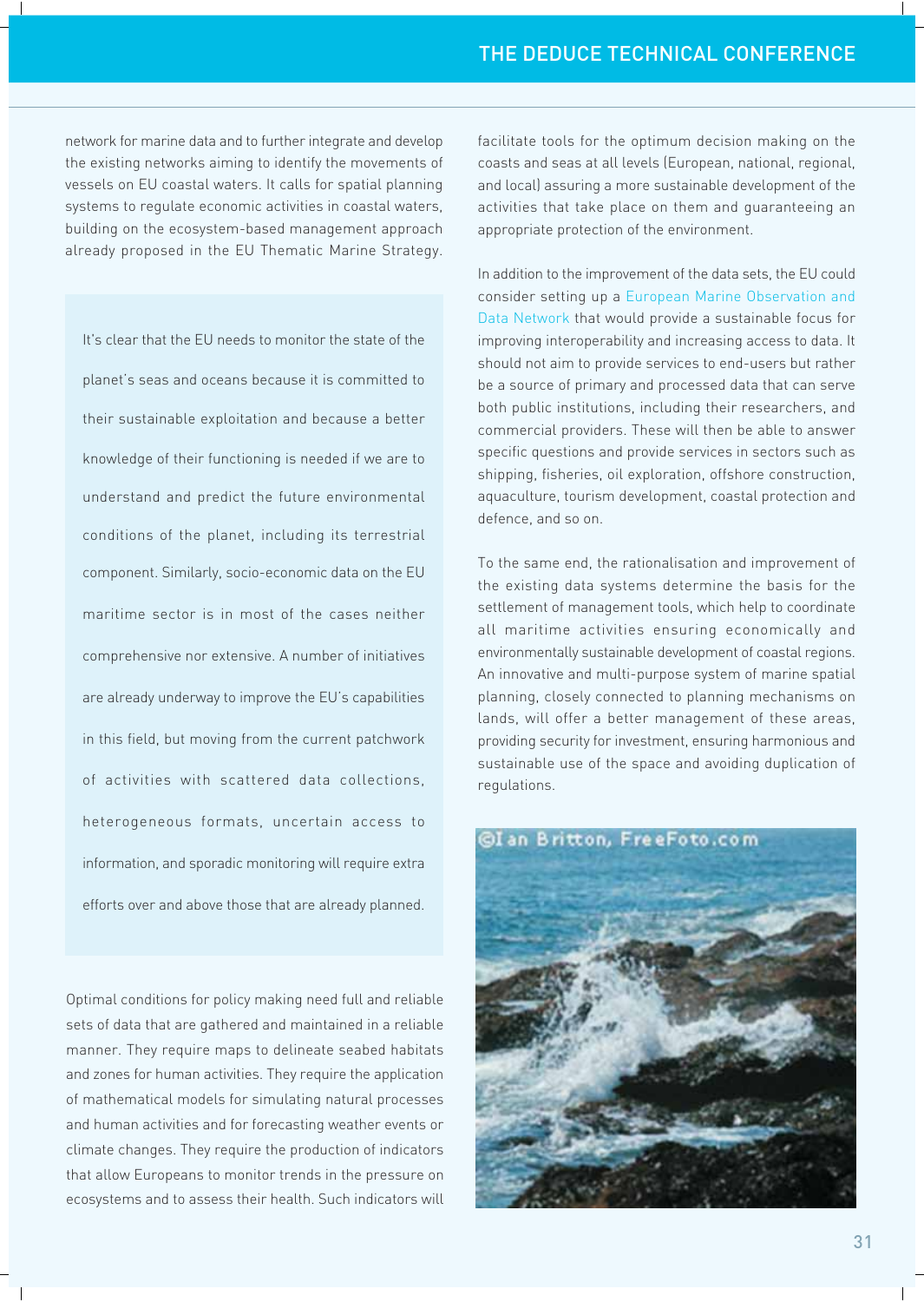network for marine data and to further integrate and develop the existing networks aiming to identify the movements of vessels on EU coastal waters. It calls for spatial planning systems to regulate economic activities in coastal waters, building on the ecosystem-based management approach already proposed in the EU Thematic Marine Strategy.

> It's clear that the EU needs to monitor the state of the planet's seas and oceans because it is committed to their sustainable exploitation and because a better knowledge of their functioning is needed if we are to understand and predict the future environmental conditions of the planet, including its terrestrial component. Similarly, socio-economic data on the EU maritime sector is in most of the cases neither comprehensive nor extensive. A number of initiatives are already underway to improve the EU's capabilities in this field, but moving from the current patchwork of activities with scattered data collections, heterogeneous formats, uncertain access to information, and sporadic monitoring will require extra efforts over and above those that are already planned.

Optimal conditions for policy making need full and reliable sets of data that are gathered and maintained in a reliable manner. They require maps to delineate seabed habitats and zones for human activities. They require the application of mathematical models for simulating natural processes and human activities and for forecasting weather events or climate changes. They require the production of indicators that allow Europeans to monitor trends in the pressure on ecosystems and to assess their health. Such indicators will facilitate tools for the optimum decision making on the coasts and seas at all levels (European, national, regional, and local) assuring a more sustainable development of the activities that take place on them and guaranteeing an appropriate protection of the environment.

In addition to the improvement of the data sets, the EU could consider setting up a European Marine Observation and Data Network that would provide a sustainable focus for improving interoperability and increasing access to data. It should not aim to provide services to end-users but rather be a source of primary and processed data that can serve both public institutions, including their researchers, and commercial providers. These will then be able to answer specific questions and provide services in sectors such as shipping, fisheries, oil exploration, offshore construction, aquaculture, tourism development, coastal protection and defence, and so on.

To the same end, the rationalisation and improvement of the existing data systems determine the basis for the settlement of management tools, which help to coordinate all maritime activities ensuring economically and environmentally sustainable development of coastal regions. An innovative and multi-purpose system of marine spatial planning, closely connected to planning mechanisms on lands, will offer a better management of these areas, providing security for investment, ensuring harmonious and sustainable use of the space and avoiding duplication of regulations.

©Ian Britton, FreeFoto.com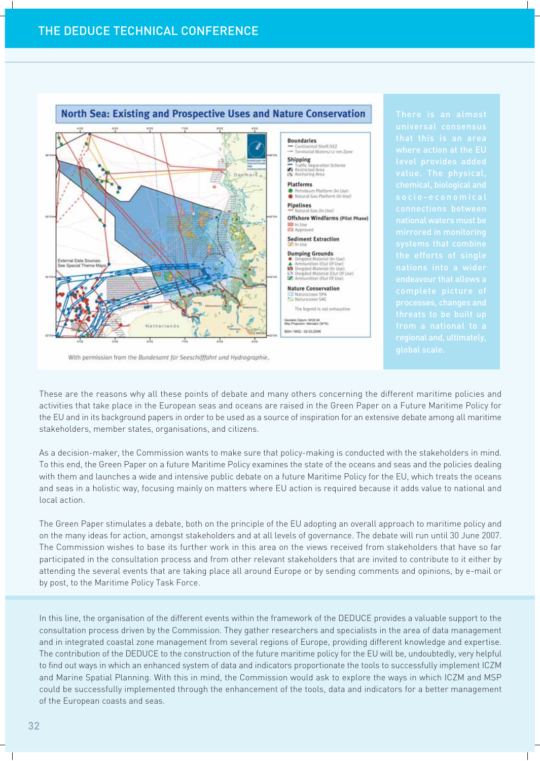North Sea: Existing and Prospective Uses and Nature Conservation

With permission from the *Bundesamt für Seeschifffahrt und Hydrographie*.

There is an almost universal consensus that this is an area where action at the EU level provides added value. The physical, chemical, biological and socio-economical connections between national waters must be mirrored in monitoring systems that combine the efforts of single nations into a wider endeavour that allows a complete picture of processes, changes and threats to be built up from a national to a regional and, ultimately, global scale.

These are the reasons why all these points of debate and many others concerning the different maritime policies and activities that take place in the European seas and oceans are raised in the Green Paper on a Future Maritime Policy for the EU and in its background papers in order to be used as a source of inspiration for an extensive debate among all maritime stakeholders, member states, organisations, and citizens.

As a decision-maker, the Commission wants to make sure that policy-making is conducted with the stakeholders in mind. To this end, the Green Paper on a future Maritime Policy examines the state of the oceans and seas and the policies dealing with them and launches a wide and intensive public debate on a future Maritime Policy for the EU, which treats the oceans and seas in a holistic way, focusing mainly on matters where EU action is required because it adds value to national and local action.

The Green Paper stimulates a debate, both on the principle of the EU adopting an overall approach to maritime policy and on the many ideas for action, amongst stakeholders and at all levels of governance. The debate will run until 30 June 2007. The Commission wishes to base its further work in this area on the views received from stakeholders that have so far participated in the consultation process and from other relevant stakeholders that are invited to contribute to it either by attending the several events that are taking place all around Europe or by sending comments and opinions, by e-mail or by post, to the Maritime Policy Task Force.

In this line, the organisation of the different events within the framework of the DEDUCE provides a valuable support to the consultation process driven by the Commission. They gather researchers and specialists in the area of data management and integrated coastal zone management from several regions of Europe, providing different knowledge and expertise. The contribution of the DEDUCE to the construction of the future maritime policy for the EU will be, undoubtedly, very helpful to find out ways in which an enhanced system of data and indicators proportionate the tools to successfully implement ICZM and Marine Spatial Planning. With this in mind, the Commission would ask to explore the ways in which ICZM and MSP could be successfully implemented through the enhancement of the tools, data and indicators for a better management of the European coasts and seas.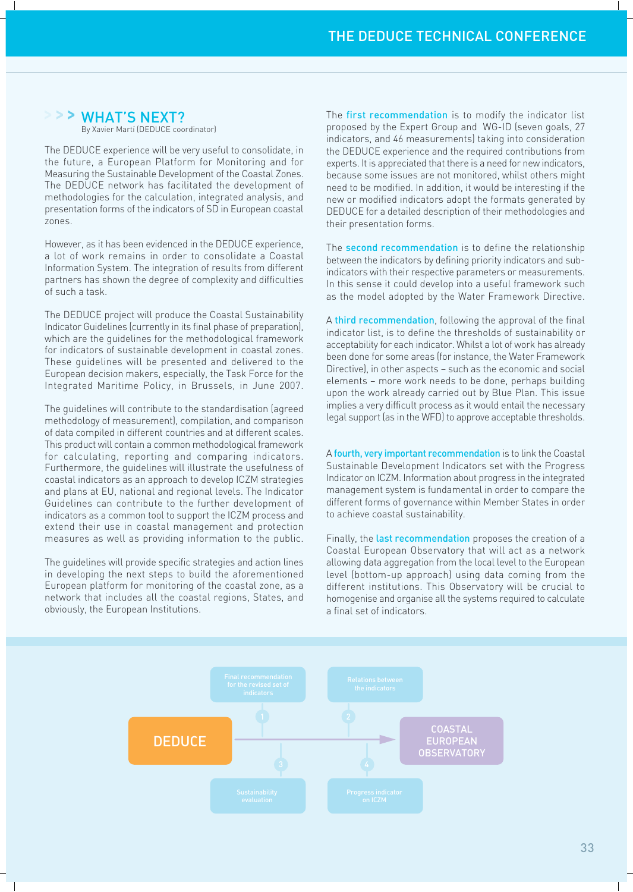## WHAT'S NEXT?

By Xavier Martí (DEDUCE coordinator)

The DEDUCE experience will be very useful to consolidate, in the future, a European Platform for Monitoring and for Measuring the Sustainable Development of the Coastal Zones. The DEDUCE network has facilitated the development of methodologies for the calculation, integrated analysis, and presentation forms of the indicators of SD in European coastal zones.

However, as it has been evidenced in the DEDUCE experience, a lot of work remains in order to consolidate a Coastal Information System. The integration of results from different partners has shown the degree of complexity and difficulties of such a task.

The DEDUCE project will produce the Coastal Sustainability Indicator Guidelines (currently in its final phase of preparation), which are the guidelines for the methodological framework for indicators of sustainable development in coastal zones. These guidelines will be presented and delivered to the European decision makers, especially, the Task Force for the Integrated Maritime Policy, in Brussels, in June 2007.

The guidelines will contribute to the standardisation (agreed methodology of measurement), compilation, and comparison of data compiled in different countries and at different scales. This product will contain a common methodological framework for calculating, reporting and comparing indicators. Furthermore, the guidelines will illustrate the usefulness of coastal indicators as an approach to develop ICZM strategies and plans at EU, national and regional levels. The Indicator Guidelines can contribute to the further development of indicators as a common tool to support the ICZM process and extend their use in coastal management and protection measures as well as providing information to the public.

The guidelines will provide specific strategies and action lines in developing the next steps to build the aforementioned European platform for monitoring of the coastal zone, as a network that includes all the coastal regions, States, and obviously, the European Institutions.

The **first recommendation** is to modify the indicator list proposed by the Expert Group and WG-ID (seven goals, 27 indicators, and 46 measurements) taking into consideration the DEDUCE experience and the required contributions from experts. It is appreciated that there is a need for new indicators, because some issues are not monitored, whilst others might need to be modified. In addition, it would be interesting if the new or modified indicators adopt the formats generated by DEDUCE for a detailed description of their methodologies and their presentation forms.

The **second recommendation** is to define the relationship between the indicators by defining priority indicators and sub-indicators with their respective parameters or measurements. In this sense it could develop into a useful framework such as the model adopted by the Water Framework Directive.

A **third recommendation**, following the approval of the final indicator list, is to define the thresholds of sustainability or acceptability for each indicator. Whilst a lot of work has already been done for some areas (for instance, the Water Framework Directive), in other aspects – such as the economic and social elements – more work needs to be done, perhaps building upon the work already carried out by Blue Plan. This issue implies a very difficult process as it would entail the necessary legal support (as in the WFD) to approve acceptable thresholds.

A **fourth, very important recommendation** is to link the Coastal Sustainable Development Indicators set with the Progress Indicator on ICZM. Information about progress in the integrated management system is fundamental in order to compare the different forms of governance within Member States in order to achieve coastal sustainability.

Finally, the **last recommendation** proposes the creation of a Coastal European Observatory that will act as a network allowing data aggregation from the local level to the European level (bottom-up approach) using data coming from the different institutions. This Observatory will be crucial to homogenise and organise all the systems required to calculate a final set of indicators.

DEDUCE → COASTAL EUROPEAN OBSERVATORY

1. Final recommendation for the revised set of indicators
2. Relations between the indicators
3. Sustainability evaluation
4. Progress indicator on ICZM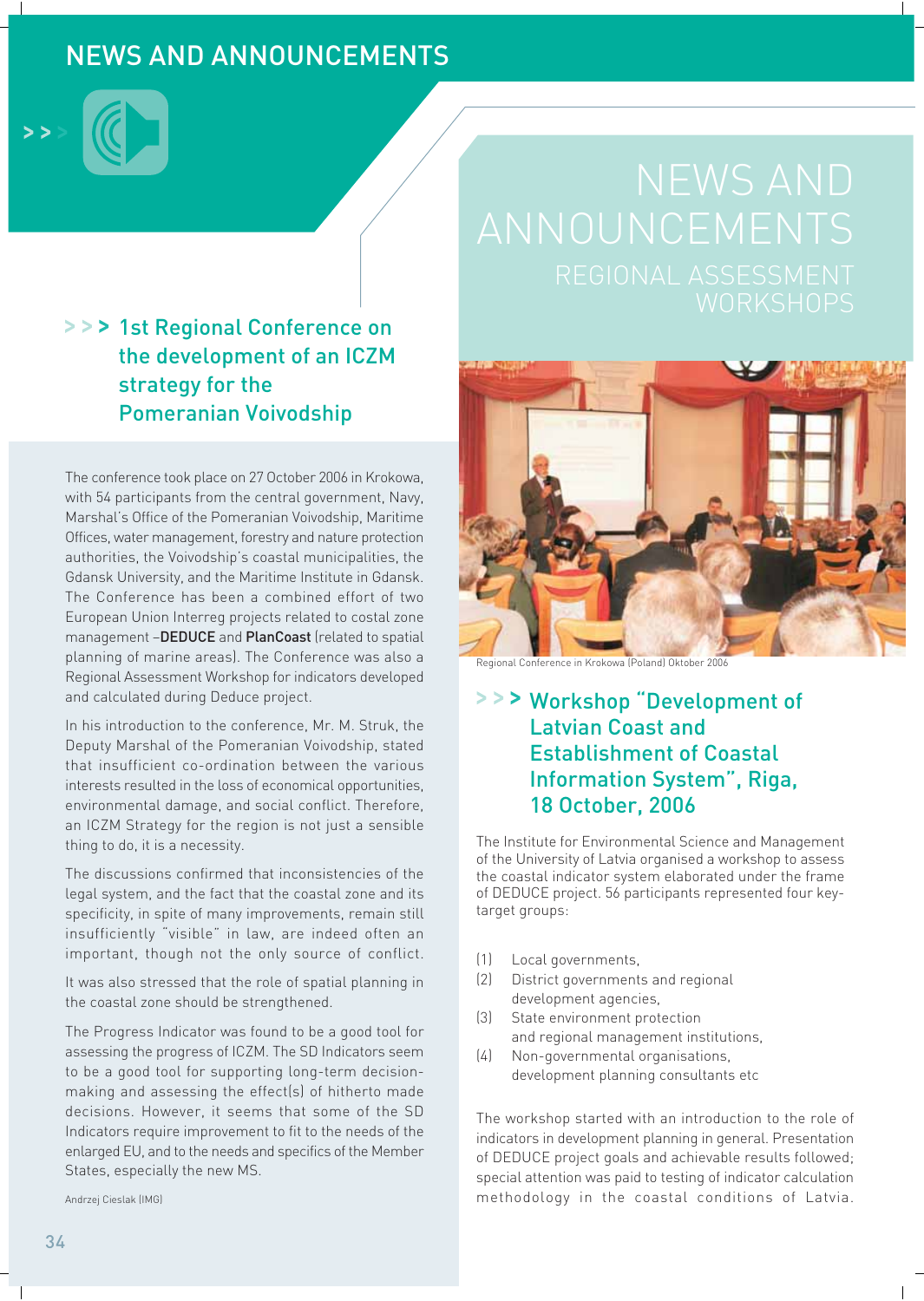# NEWS AND ANNOUNCEMENTS

## >>> 1st Regional Conference on the development of an ICZM strategy for the Pomeranian Voivodship

The conference took place on 27 October 2006 in Krokowa, with 54 participants from the central government, Navy, Marshal's Office of the Pomeranian Voivodship, Maritime Offices, water management, forestry and nature protection authorities, the Voivodship's coastal municipalities, the Gdansk University, and the Maritime Institute in Gdansk. The Conference has been a combined effort of two European Union Interreg projects related to costal zone management –**DEDUCE** and **PlanCoast** (related to spatial planning of marine areas). The Conference was also a Regional Assessment Workshop for indicators developed and calculated during Deduce project.

In his introduction to the conference, Mr. M. Struk, the Deputy Marshal of the Pomeranian Voivodship, stated that insufficient co-ordination between the various interests resulted in the loss of economical opportunities, environmental damage, and social conflict. Therefore, an ICZM Strategy for the region is not just a sensible thing to do, it is a necessity.

The discussions confirmed that inconsistencies of the legal system, and the fact that the coastal zone and its specificity, in spite of many improvements, remain still insufficiently "visible" in law, are indeed often an important, though not the only source of conflict.

It was also stressed that the role of spatial planning in the coastal zone should be strengthened.

The Progress Indicator was found to be a good tool for assessing the progress of ICZM. The SD Indicators seem to be a good tool for supporting long-term decision-making and assessing the effect(s) of hitherto made decisions. However, it seems that some of the SD Indicators require improvement to fit to the needs of the enlarged EU, and to the needs and specifics of the Member States, especially the new MS.

Andrzej Cieslak (IMG)

# NEWS AND ANNOUNCEMENTS

## REGIONAL ASSESSMENT WORKSHOPS

Regional Conference in Krokowa (Poland) Oktober 2006

## >>> Workshop "Development of Latvian Coast and Establishment of Coastal Information System", Riga, 18 October, 2006

The Institute for Environmental Science and Management of the University of Latvia organised a workshop to assess the coastal indicator system elaborated under the frame of DEDUCE project. 56 participants represented four key-target groups:

(1) Local governments,
(2) District governments and regional development agencies,
(3) State environment protection and regional management institutions,
(4) Non-governmental organisations, development planning consultants etc

The workshop started with an introduction to the role of indicators in development planning in general. Presentation of DEDUCE project goals and achievable results followed; special attention was paid to testing of indicator calculation methodology in the coastal conditions of Latvia.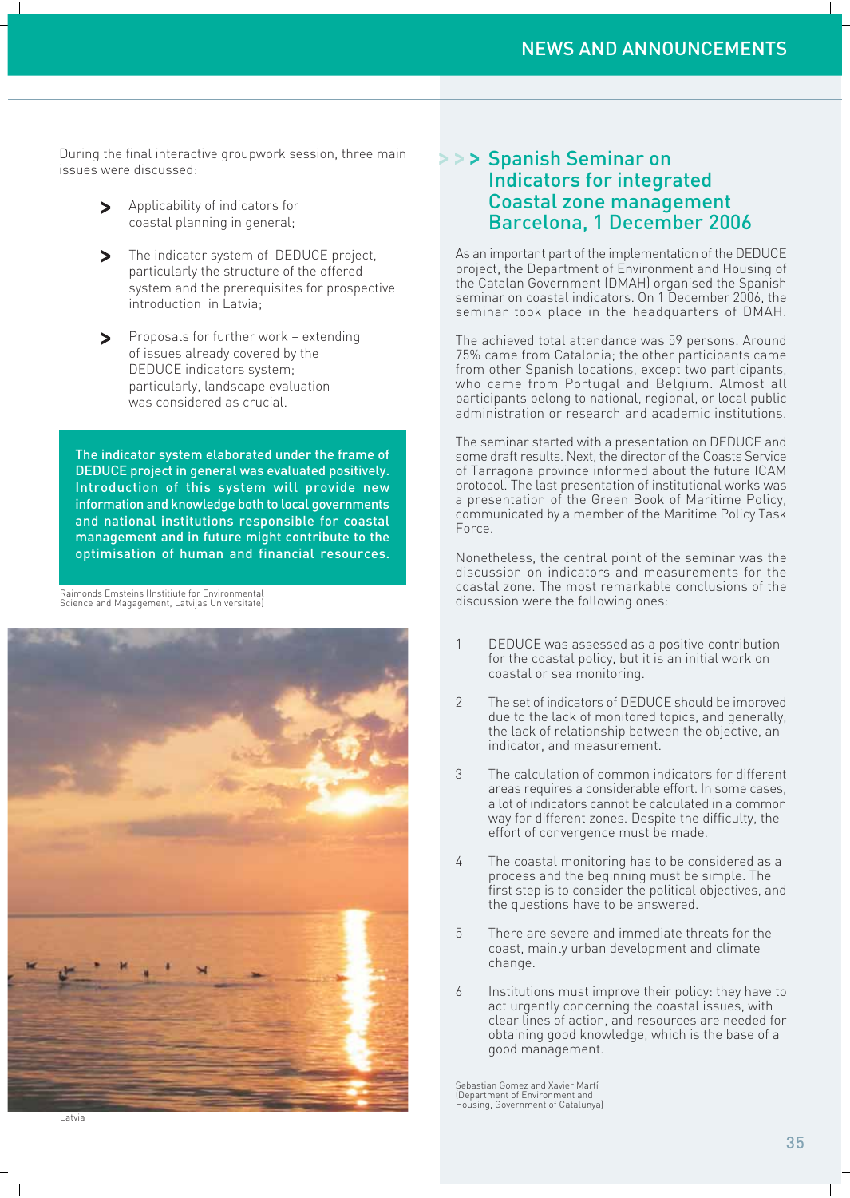During the final interactive groupwork session, three main issues were discussed:

- Applicability of indicators for coastal planning in general;
- The indicator system of DEDUCE project, particularly the structure of the offered system and the prerequisites for prospective introduction in Latvia;
- Proposals for further work – extending of issues already covered by the DEDUCE indicators system; particularly, landscape evaluation was considered as crucial.

**The indicator system elaborated under the frame of DEDUCE project in general was evaluated positively. Introduction of this system will provide new information and knowledge both to local governments and national institutions responsible for coastal management and in future might contribute to the optimisation of human and financial resources.**

Raimonds Emsteins (Institiute for Environmental Science and Magagement, Latvijas Universitate)

Latvia

## Spanish Seminar on Indicators for integrated Coastal zone management Barcelona, 1 December 2006

As an important part of the implementation of the DEDUCE project, the Department of Environment and Housing of the Catalan Government (DMAH) organised the Spanish seminar on coastal indicators. On 1 December 2006, the seminar took place in the headquarters of DMAH.

The achieved total attendance was 59 persons. Around 75% came from Catalonia; the other participants came from other Spanish locations, except two participants, who came from Portugal and Belgium. Almost all participants belong to national, regional, or local public administration or research and academic institutions.

The seminar started with a presentation on DEDUCE and some draft results. Next, the director of the Coasts Service of Tarragona province informed about the future ICAM protocol. The last presentation of institutional works was a presentation of the Green Book of Maritime Policy, communicated by a member of the Maritime Policy Task Force.

Nonetheless, the central point of the seminar was the discussion on indicators and measurements for the coastal zone. The most remarkable conclusions of the discussion were the following ones:

1. DEDUCE was assessed as a positive contribution for the coastal policy, but it is an initial work on coastal or sea monitoring.
2. The set of indicators of DEDUCE should be improved due to the lack of monitored topics, and generally, the lack of relationship between the objective, an indicator, and measurement.
3. The calculation of common indicators for different areas requires a considerable effort. In some cases, a lot of indicators cannot be calculated in a common way for different zones. Despite the difficulty, the effort of convergence must be made.
4. The coastal monitoring has to be considered as a process and the beginning must be simple. The first step is to consider the political objectives, and the questions have to be answered.
5. There are severe and immediate threats for the coast, mainly urban development and climate change.
6. Institutions must improve their policy: they have to act urgently concerning the coastal issues, with clear lines of action, and resources are needed for obtaining good knowledge, which is the base of a good management.

Sebastian Gomez and Xavier Martí (Department of Environment and Housing, Government of Catalunya)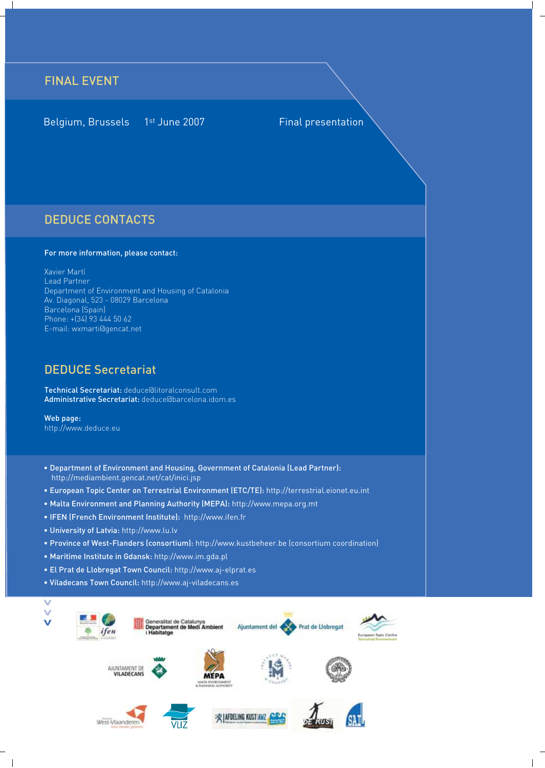## FINAL EVENT

Belgium, Brussels 1st June 2007 Final presentation

## DEDUCE CONTACTS

**For more information, please contact:**

Xavier Martí
Lead Partner
Department of Environment and Housing of Catalonia
Av. Diagonal, 523 - 08029 Barcelona
Barcelona (Spain)
Phone: +(34) 93 444 50 62
E-mail: wxmarti@gencat.net

## DEDUCE Secretariat

**Technical Secretariat:** deduce@litoralconsult.com
**Administrative Secretariat:** deduce@barcelona.idom.es

**Web page:**
http://www.deduce.eu

- **Department of Environment and Housing, Government of Catalonia (Lead Partner):** http://mediambient.gencat.net/cat/inici.jsp
- **European Topic Center on Terrestrial Environment (ETC/TE):** http://terrestrial.eionet.eu.int
- **Malta Environment and Planning Authority (MEPA):** http://www.mepa.org.mt
- **IFEN (French Environment Institute):** http://www.ifen.fr
- **University of Latvia:** http://www.lu.lv
- **Province of West-Flanders (consortium):** http://www.kustbeheer.be (consortium coordination)
- **Maritime Institute in Gdansk:** http://www.im.gda.pl
- **El Prat de Llobregat Town Council:** http://www.aj-elprat.es
- **Viladecans Town Council:** http://www.aj-viladecans.es